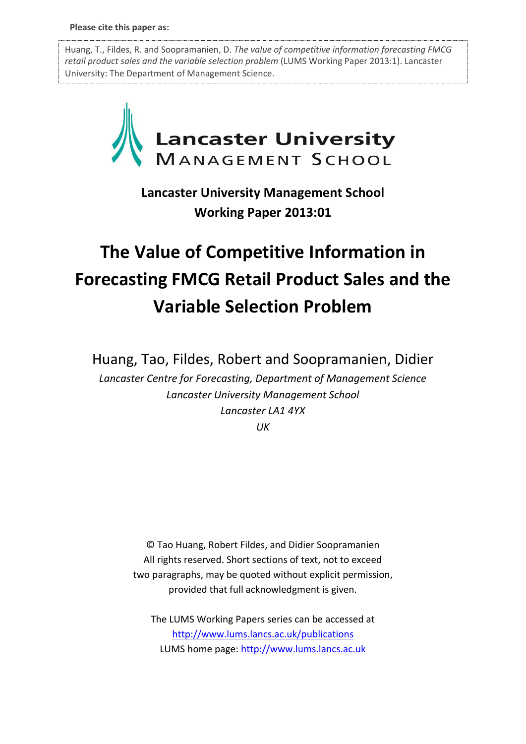**Please cite this paper as:**

Huang, T., Fildes, R. and Soopramanien, D. *The value of competitive information forecasting FMCG retail product sales and the variable selection problem* (LUMS Working Paper 2013:1). Lancaster University: The Department of Management Science.

Lancaster University
MANAGEMENT SCHOOL

**Lancaster University Management School**
**Working Paper 2013:01**

# The Value of Competitive Information in Forecasting FMCG Retail Product Sales and the Variable Selection Problem

Huang, Tao, Fildes, Robert and Soopramanien, Didier

*Lancaster Centre for Forecasting, Department of Management Science*
*Lancaster University Management School*
*Lancaster LA1 4YX*
*UK*

© Tao Huang, Robert Fildes, and Didier Soopramanien
All rights reserved. Short sections of text, not to exceed two paragraphs, may be quoted without explicit permission, provided that full acknowledgment is given.

The LUMS Working Papers series can be accessed at
http://www.lums.lancs.ac.uk/publications
LUMS home page: http://www.lums.lancs.ac.uk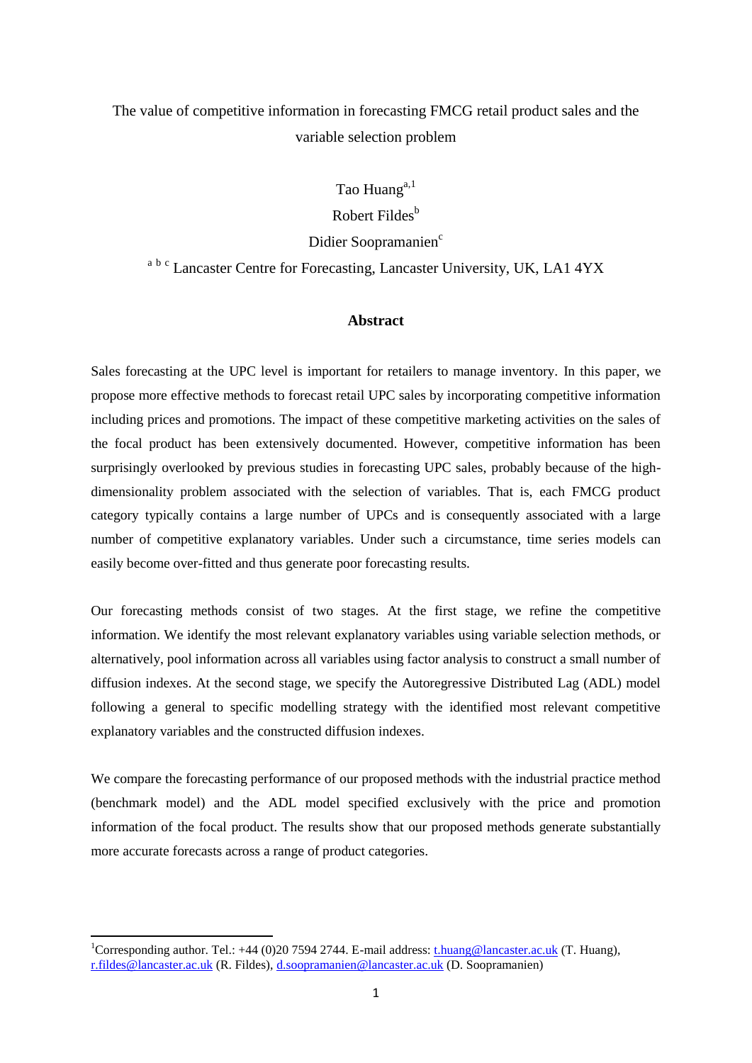The value of competitive information in forecasting FMCG retail product sales and the variable selection problem

Tao Huang[a,1]

Robert Fildes[b]

Didier Soopramanien[c]

[a b c] Lancaster Centre for Forecasting, Lancaster University, UK, LA1 4YX

**Abstract**

Sales forecasting at the UPC level is important for retailers to manage inventory. In this paper, we propose more effective methods to forecast retail UPC sales by incorporating competitive information including prices and promotions. The impact of these competitive marketing activities on the sales of the focal product has been extensively documented. However, competitive information has been surprisingly overlooked by previous studies in forecasting UPC sales, probably because of the high-dimensionality problem associated with the selection of variables. That is, each FMCG product category typically contains a large number of UPCs and is consequently associated with a large number of competitive explanatory variables. Under such a circumstance, time series models can easily become over-fitted and thus generate poor forecasting results.

Our forecasting methods consist of two stages. At the first stage, we refine the competitive information. We identify the most relevant explanatory variables using variable selection methods, or alternatively, pool information across all variables using factor analysis to construct a small number of diffusion indexes. At the second stage, we specify the Autoregressive Distributed Lag (ADL) model following a general to specific modelling strategy with the identified most relevant competitive explanatory variables and the constructed diffusion indexes.

We compare the forecasting performance of our proposed methods with the industrial practice method (benchmark model) and the ADL model specified exclusively with the price and promotion information of the focal product. The results show that our proposed methods generate substantially more accurate forecasts across a range of product categories.

[1]Corresponding author. Tel.: +44 (0)20 7594 2744. E-mail address: t.huang@lancaster.ac.uk (T. Huang), r.fildes@lancaster.ac.uk (R. Fildes), d.soopramanien@lancaster.ac.uk (D. Soopramanien)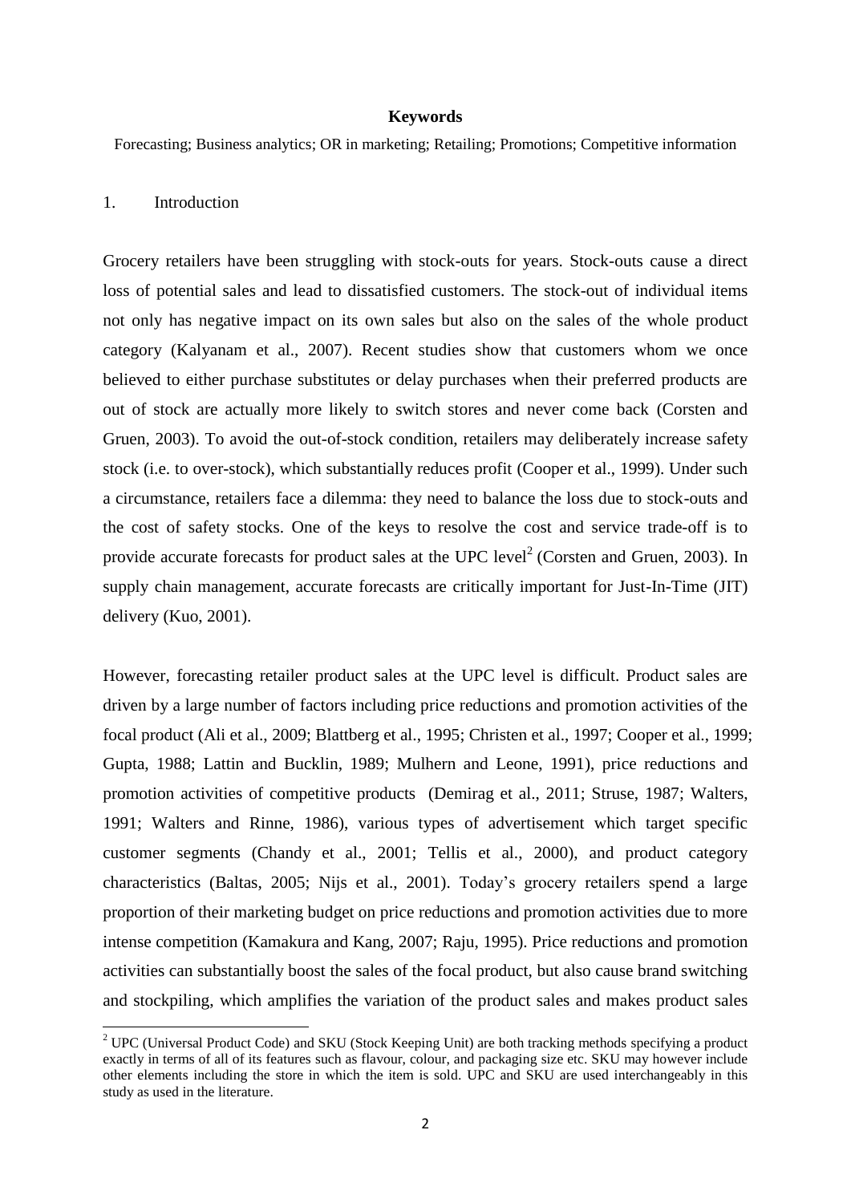**Keywords**

Forecasting; Business analytics; OR in marketing; Retailing; Promotions; Competitive information

1. Introduction

Grocery retailers have been struggling with stock-outs for years. Stock-outs cause a direct loss of potential sales and lead to dissatisfied customers. The stock-out of individual items not only has negative impact on its own sales but also on the sales of the whole product category (Kalyanam et al., 2007). Recent studies show that customers whom we once believed to either purchase substitutes or delay purchases when their preferred products are out of stock are actually more likely to switch stores and never come back (Corsten and Gruen, 2003). To avoid the out-of-stock condition, retailers may deliberately increase safety stock (i.e. to over-stock), which substantially reduces profit (Cooper et al., 1999). Under such a circumstance, retailers face a dilemma: they need to balance the loss due to stock-outs and the cost of safety stocks. One of the keys to resolve the cost and service trade-off is to provide accurate forecasts for product sales at the UPC level[2] (Corsten and Gruen, 2003). In supply chain management, accurate forecasts are critically important for Just-In-Time (JIT) delivery (Kuo, 2001).

However, forecasting retailer product sales at the UPC level is difficult. Product sales are driven by a large number of factors including price reductions and promotion activities of the focal product (Ali et al., 2009; Blattberg et al., 1995; Christen et al., 1997; Cooper et al., 1999; Gupta, 1988; Lattin and Bucklin, 1989; Mulhern and Leone, 1991), price reductions and promotion activities of competitive products (Demirag et al., 2011; Struse, 1987; Walters, 1991; Walters and Rinne, 1986), various types of advertisement which target specific customer segments (Chandy et al., 2001; Tellis et al., 2000), and product category characteristics (Baltas, 2005; Nijs et al., 2001). Today's grocery retailers spend a large proportion of their marketing budget on price reductions and promotion activities due to more intense competition (Kamakura and Kang, 2007; Raju, 1995). Price reductions and promotion activities can substantially boost the sales of the focal product, but also cause brand switching and stockpiling, which amplifies the variation of the product sales and makes product sales

[2] UPC (Universal Product Code) and SKU (Stock Keeping Unit) are both tracking methods specifying a product exactly in terms of all of its features such as flavour, colour, and packaging size etc. SKU may however include other elements including the store in which the item is sold. UPC and SKU are used interchangeably in this study as used in the literature.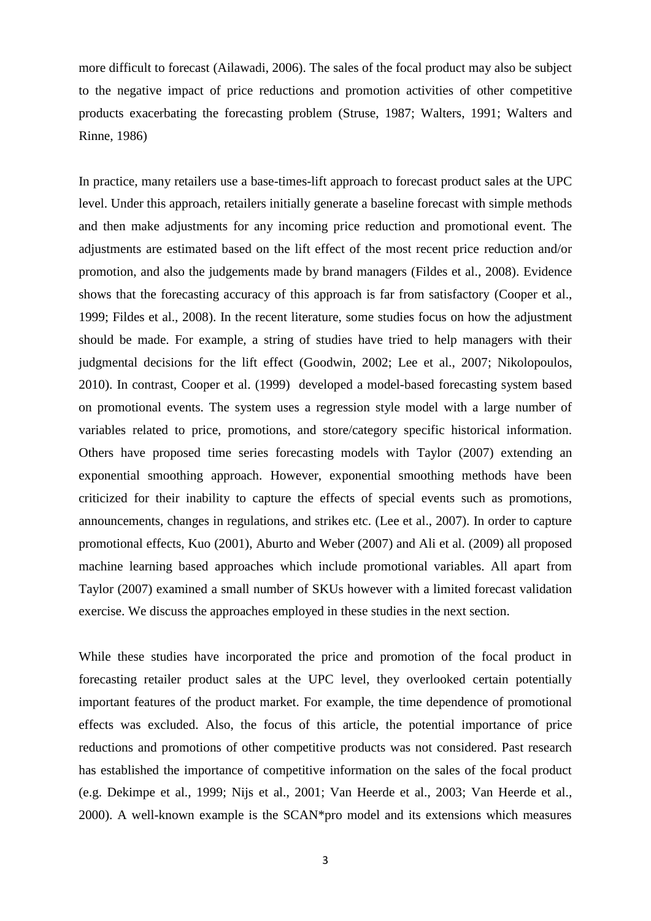more difficult to forecast (Ailawadi, 2006). The sales of the focal product may also be subject to the negative impact of price reductions and promotion activities of other competitive products exacerbating the forecasting problem (Struse, 1987; Walters, 1991; Walters and Rinne, 1986)

In practice, many retailers use a base-times-lift approach to forecast product sales at the UPC level. Under this approach, retailers initially generate a baseline forecast with simple methods and then make adjustments for any incoming price reduction and promotional event. The adjustments are estimated based on the lift effect of the most recent price reduction and/or promotion, and also the judgements made by brand managers (Fildes et al., 2008). Evidence shows that the forecasting accuracy of this approach is far from satisfactory (Cooper et al., 1999; Fildes et al., 2008). In the recent literature, some studies focus on how the adjustment should be made. For example, a string of studies have tried to help managers with their judgmental decisions for the lift effect (Goodwin, 2002; Lee et al., 2007; Nikolopoulos, 2010). In contrast, Cooper et al. (1999) developed a model-based forecasting system based on promotional events. The system uses a regression style model with a large number of variables related to price, promotions, and store/category specific historical information. Others have proposed time series forecasting models with Taylor (2007) extending an exponential smoothing approach. However, exponential smoothing methods have been criticized for their inability to capture the effects of special events such as promotions, announcements, changes in regulations, and strikes etc. (Lee et al., 2007). In order to capture promotional effects, Kuo (2001), Aburto and Weber (2007) and Ali et al. (2009) all proposed machine learning based approaches which include promotional variables. All apart from Taylor (2007) examined a small number of SKUs however with a limited forecast validation exercise. We discuss the approaches employed in these studies in the next section.

While these studies have incorporated the price and promotion of the focal product in forecasting retailer product sales at the UPC level, they overlooked certain potentially important features of the product market. For example, the time dependence of promotional effects was excluded. Also, the focus of this article, the potential importance of price reductions and promotions of other competitive products was not considered. Past research has established the importance of competitive information on the sales of the focal product (e.g. Dekimpe et al., 1999; Nijs et al., 2001; Van Heerde et al., 2003; Van Heerde et al., 2000). A well-known example is the SCAN*pro model and its extensions which measures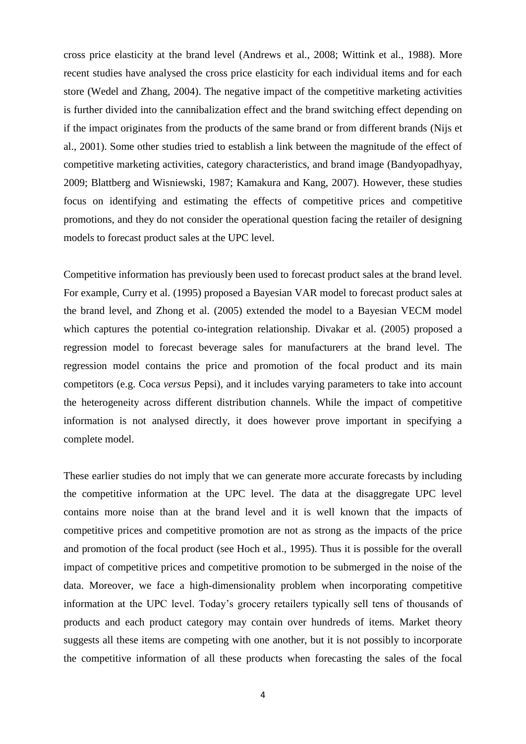cross price elasticity at the brand level (Andrews et al., 2008; Wittink et al., 1988). More recent studies have analysed the cross price elasticity for each individual items and for each store (Wedel and Zhang, 2004). The negative impact of the competitive marketing activities is further divided into the cannibalization effect and the brand switching effect depending on if the impact originates from the products of the same brand or from different brands (Nijs et al., 2001). Some other studies tried to establish a link between the magnitude of the effect of competitive marketing activities, category characteristics, and brand image (Bandyopadhyay, 2009; Blattberg and Wisniewski, 1987; Kamakura and Kang, 2007). However, these studies focus on identifying and estimating the effects of competitive prices and competitive promotions, and they do not consider the operational question facing the retailer of designing models to forecast product sales at the UPC level.

Competitive information has previously been used to forecast product sales at the brand level. For example, Curry et al. (1995) proposed a Bayesian VAR model to forecast product sales at the brand level, and Zhong et al. (2005) extended the model to a Bayesian VECM model which captures the potential co-integration relationship. Divakar et al. (2005) proposed a regression model to forecast beverage sales for manufacturers at the brand level. The regression model contains the price and promotion of the focal product and its main competitors (e.g. Coca *versus* Pepsi), and it includes varying parameters to take into account the heterogeneity across different distribution channels. While the impact of competitive information is not analysed directly, it does however prove important in specifying a complete model.

These earlier studies do not imply that we can generate more accurate forecasts by including the competitive information at the UPC level. The data at the disaggregate UPC level contains more noise than at the brand level and it is well known that the impacts of competitive prices and competitive promotion are not as strong as the impacts of the price and promotion of the focal product (see Hoch et al., 1995). Thus it is possible for the overall impact of competitive prices and competitive promotion to be submerged in the noise of the data. Moreover, we face a high-dimensionality problem when incorporating competitive information at the UPC level. Today's grocery retailers typically sell tens of thousands of products and each product category may contain over hundreds of items. Market theory suggests all these items are competing with one another, but it is not possibly to incorporate the competitive information of all these products when forecasting the sales of the focal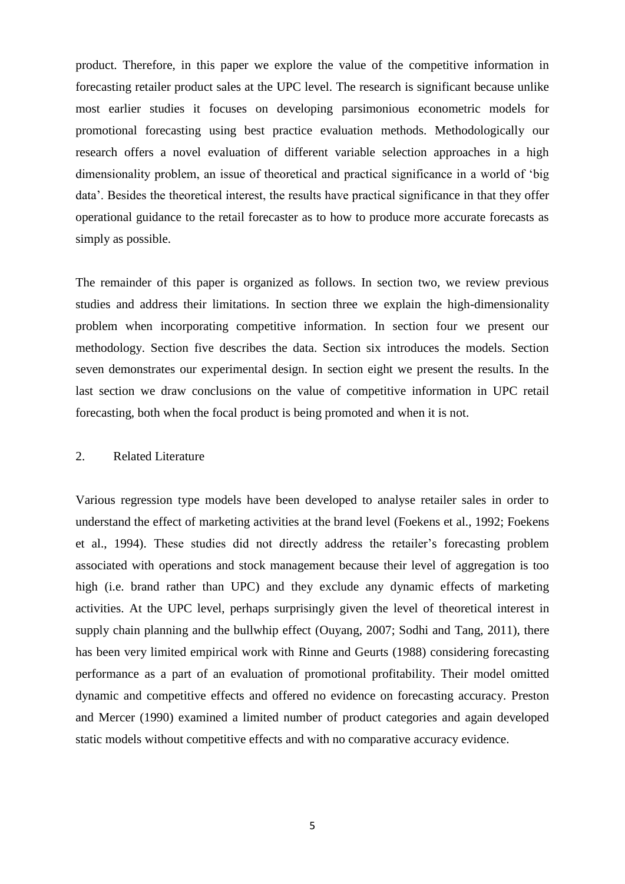product. Therefore, in this paper we explore the value of the competitive information in forecasting retailer product sales at the UPC level. The research is significant because unlike most earlier studies it focuses on developing parsimonious econometric models for promotional forecasting using best practice evaluation methods. Methodologically our research offers a novel evaluation of different variable selection approaches in a high dimensionality problem, an issue of theoretical and practical significance in a world of 'big data'. Besides the theoretical interest, the results have practical significance in that they offer operational guidance to the retail forecaster as to how to produce more accurate forecasts as simply as possible.

The remainder of this paper is organized as follows. In section two, we review previous studies and address their limitations. In section three we explain the high-dimensionality problem when incorporating competitive information. In section four we present our methodology. Section five describes the data. Section six introduces the models. Section seven demonstrates our experimental design. In section eight we present the results. In the last section we draw conclusions on the value of competitive information in UPC retail forecasting, both when the focal product is being promoted and when it is not.

## 2. Related Literature

Various regression type models have been developed to analyse retailer sales in order to understand the effect of marketing activities at the brand level (Foekens et al., 1992; Foekens et al., 1994). These studies did not directly address the retailer's forecasting problem associated with operations and stock management because their level of aggregation is too high (i.e. brand rather than UPC) and they exclude any dynamic effects of marketing activities. At the UPC level, perhaps surprisingly given the level of theoretical interest in supply chain planning and the bullwhip effect (Ouyang, 2007; Sodhi and Tang, 2011), there has been very limited empirical work with Rinne and Geurts (1988) considering forecasting performance as a part of an evaluation of promotional profitability. Their model omitted dynamic and competitive effects and offered no evidence on forecasting accuracy. Preston and Mercer (1990) examined a limited number of product categories and again developed static models without competitive effects and with no comparative accuracy evidence.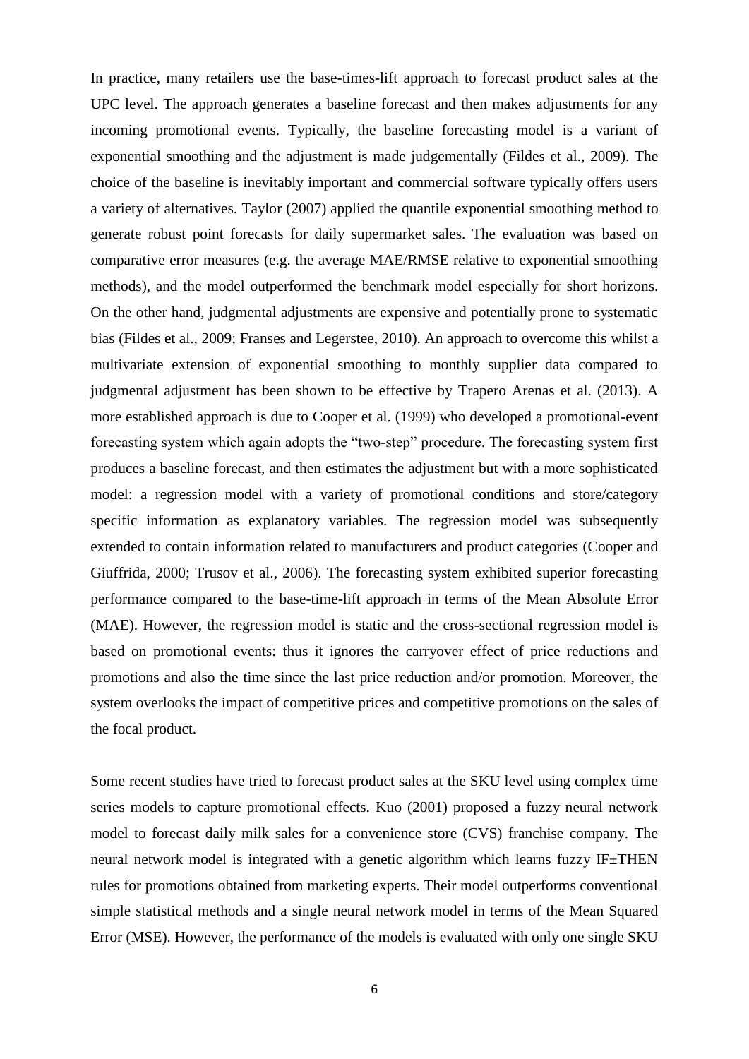In practice, many retailers use the base-times-lift approach to forecast product sales at the UPC level. The approach generates a baseline forecast and then makes adjustments for any incoming promotional events. Typically, the baseline forecasting model is a variant of exponential smoothing and the adjustment is made judgementally (Fildes et al., 2009). The choice of the baseline is inevitably important and commercial software typically offers users a variety of alternatives. Taylor (2007) applied the quantile exponential smoothing method to generate robust point forecasts for daily supermarket sales. The evaluation was based on comparative error measures (e.g. the average MAE/RMSE relative to exponential smoothing methods), and the model outperformed the benchmark model especially for short horizons. On the other hand, judgmental adjustments are expensive and potentially prone to systematic bias (Fildes et al., 2009; Franses and Legerstee, 2010). An approach to overcome this whilst a multivariate extension of exponential smoothing to monthly supplier data compared to judgmental adjustment has been shown to be effective by Trapero Arenas et al. (2013). A more established approach is due to Cooper et al. (1999) who developed a promotional-event forecasting system which again adopts the "two-step" procedure. The forecasting system first produces a baseline forecast, and then estimates the adjustment but with a more sophisticated model: a regression model with a variety of promotional conditions and store/category specific information as explanatory variables. The regression model was subsequently extended to contain information related to manufacturers and product categories (Cooper and Giuffrida, 2000; Trusov et al., 2006). The forecasting system exhibited superior forecasting performance compared to the base-time-lift approach in terms of the Mean Absolute Error (MAE). However, the regression model is static and the cross-sectional regression model is based on promotional events: thus it ignores the carryover effect of price reductions and promotions and also the time since the last price reduction and/or promotion. Moreover, the system overlooks the impact of competitive prices and competitive promotions on the sales of the focal product.

Some recent studies have tried to forecast product sales at the SKU level using complex time series models to capture promotional effects. Kuo (2001) proposed a fuzzy neural network model to forecast daily milk sales for a convenience store (CVS) franchise company. The neural network model is integrated with a genetic algorithm which learns fuzzy IF±THEN rules for promotions obtained from marketing experts. Their model outperforms conventional simple statistical methods and a single neural network model in terms of the Mean Squared Error (MSE). However, the performance of the models is evaluated with only one single SKU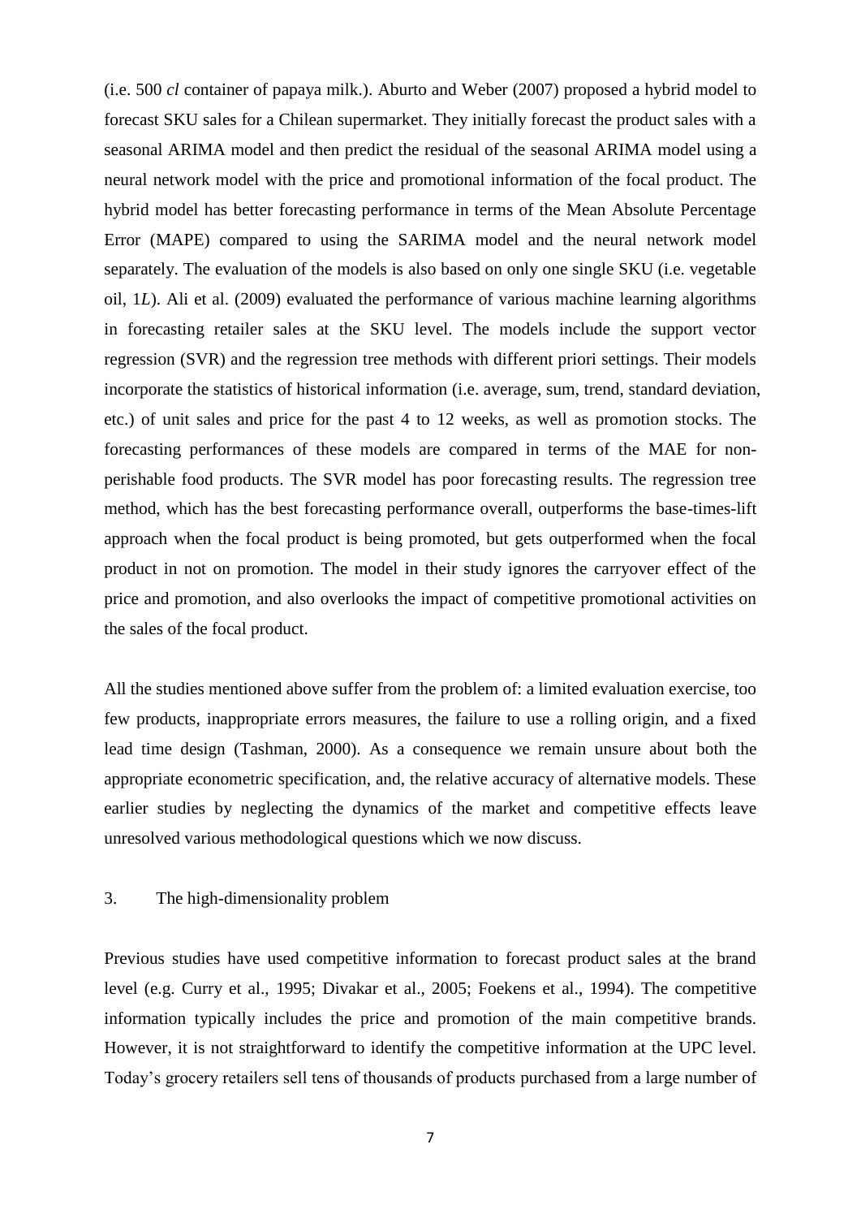(i.e. 500 *cl* container of papaya milk.). Aburto and Weber (2007) proposed a hybrid model to forecast SKU sales for a Chilean supermarket. They initially forecast the product sales with a seasonal ARIMA model and then predict the residual of the seasonal ARIMA model using a neural network model with the price and promotional information of the focal product. The hybrid model has better forecasting performance in terms of the Mean Absolute Percentage Error (MAPE) compared to using the SARIMA model and the neural network model separately. The evaluation of the models is also based on only one single SKU (i.e. vegetable oil, 1*L*). Ali et al. (2009) evaluated the performance of various machine learning algorithms in forecasting retailer sales at the SKU level. The models include the support vector regression (SVR) and the regression tree methods with different priori settings. Their models incorporate the statistics of historical information (i.e. average, sum, trend, standard deviation, etc.) of unit sales and price for the past 4 to 12 weeks, as well as promotion stocks. The forecasting performances of these models are compared in terms of the MAE for non-perishable food products. The SVR model has poor forecasting results. The regression tree method, which has the best forecasting performance overall, outperforms the base-times-lift approach when the focal product is being promoted, but gets outperformed when the focal product in not on promotion. The model in their study ignores the carryover effect of the price and promotion, and also overlooks the impact of competitive promotional activities on the sales of the focal product.

All the studies mentioned above suffer from the problem of: a limited evaluation exercise, too few products, inappropriate errors measures, the failure to use a rolling origin, and a fixed lead time design (Tashman, 2000). As a consequence we remain unsure about both the appropriate econometric specification, and, the relative accuracy of alternative models. These earlier studies by neglecting the dynamics of the market and competitive effects leave unresolved various methodological questions which we now discuss.

## 3. The high-dimensionality problem

Previous studies have used competitive information to forecast product sales at the brand level (e.g. Curry et al., 1995; Divakar et al., 2005; Foekens et al., 1994). The competitive information typically includes the price and promotion of the main competitive brands. However, it is not straightforward to identify the competitive information at the UPC level. Today's grocery retailers sell tens of thousands of products purchased from a large number of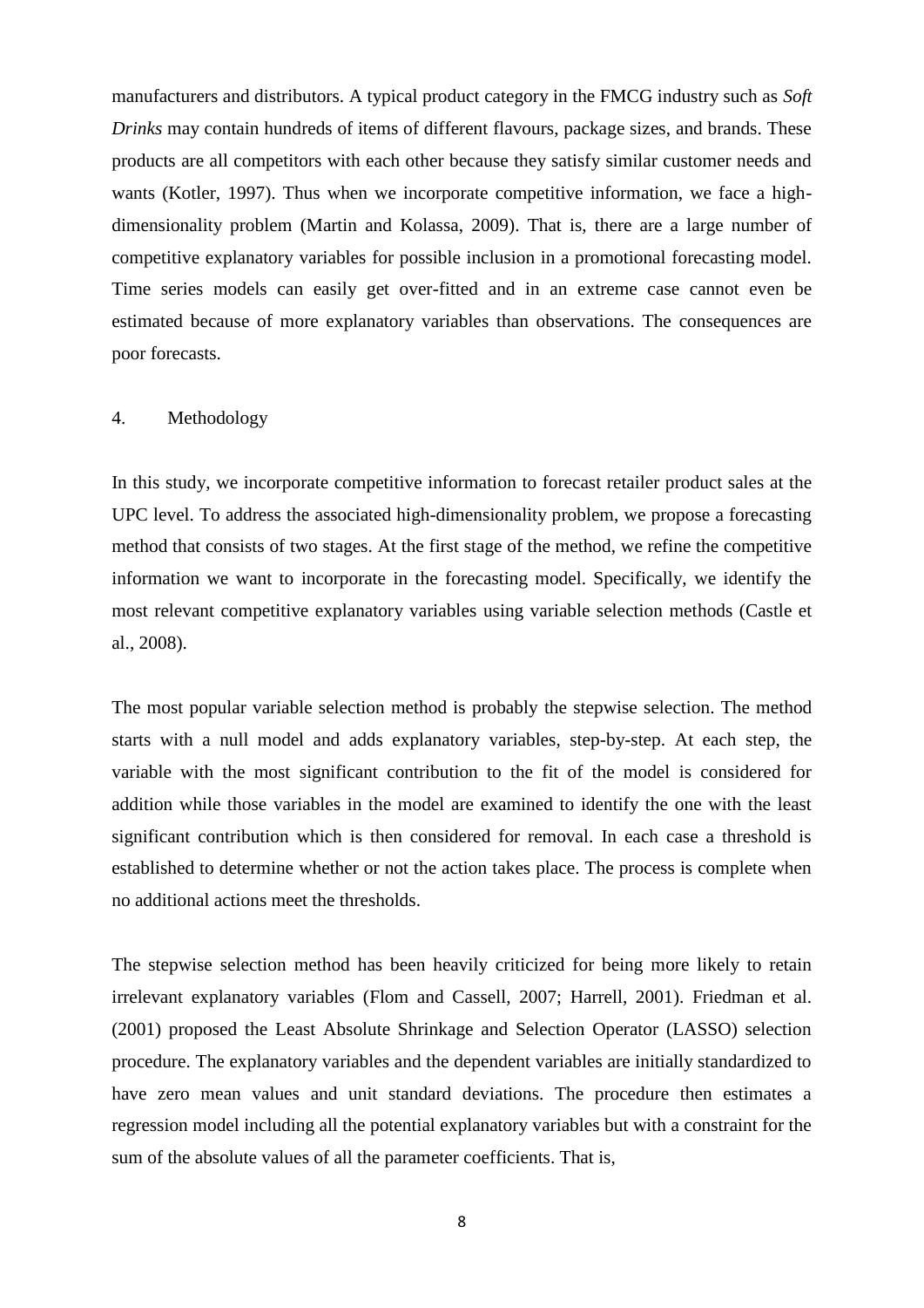manufacturers and distributors. A typical product category in the FMCG industry such as *Soft Drinks* may contain hundreds of items of different flavours, package sizes, and brands. These products are all competitors with each other because they satisfy similar customer needs and wants (Kotler, 1997). Thus when we incorporate competitive information, we face a high-dimensionality problem (Martin and Kolassa, 2009). That is, there are a large number of competitive explanatory variables for possible inclusion in a promotional forecasting model. Time series models can easily get over-fitted and in an extreme case cannot even be estimated because of more explanatory variables than observations. The consequences are poor forecasts.

## 4. Methodology

In this study, we incorporate competitive information to forecast retailer product sales at the UPC level. To address the associated high-dimensionality problem, we propose a forecasting method that consists of two stages. At the first stage of the method, we refine the competitive information we want to incorporate in the forecasting model. Specifically, we identify the most relevant competitive explanatory variables using variable selection methods (Castle et al., 2008).

The most popular variable selection method is probably the stepwise selection. The method starts with a null model and adds explanatory variables, step-by-step. At each step, the variable with the most significant contribution to the fit of the model is considered for addition while those variables in the model are examined to identify the one with the least significant contribution which is then considered for removal. In each case a threshold is established to determine whether or not the action takes place. The process is complete when no additional actions meet the thresholds.

The stepwise selection method has been heavily criticized for being more likely to retain irrelevant explanatory variables (Flom and Cassell, 2007; Harrell, 2001). Friedman et al. (2001) proposed the Least Absolute Shrinkage and Selection Operator (LASSO) selection procedure. The explanatory variables and the dependent variables are initially standardized to have zero mean values and unit standard deviations. The procedure then estimates a regression model including all the potential explanatory variables but with a constraint for the sum of the absolute values of all the parameter coefficients. That is,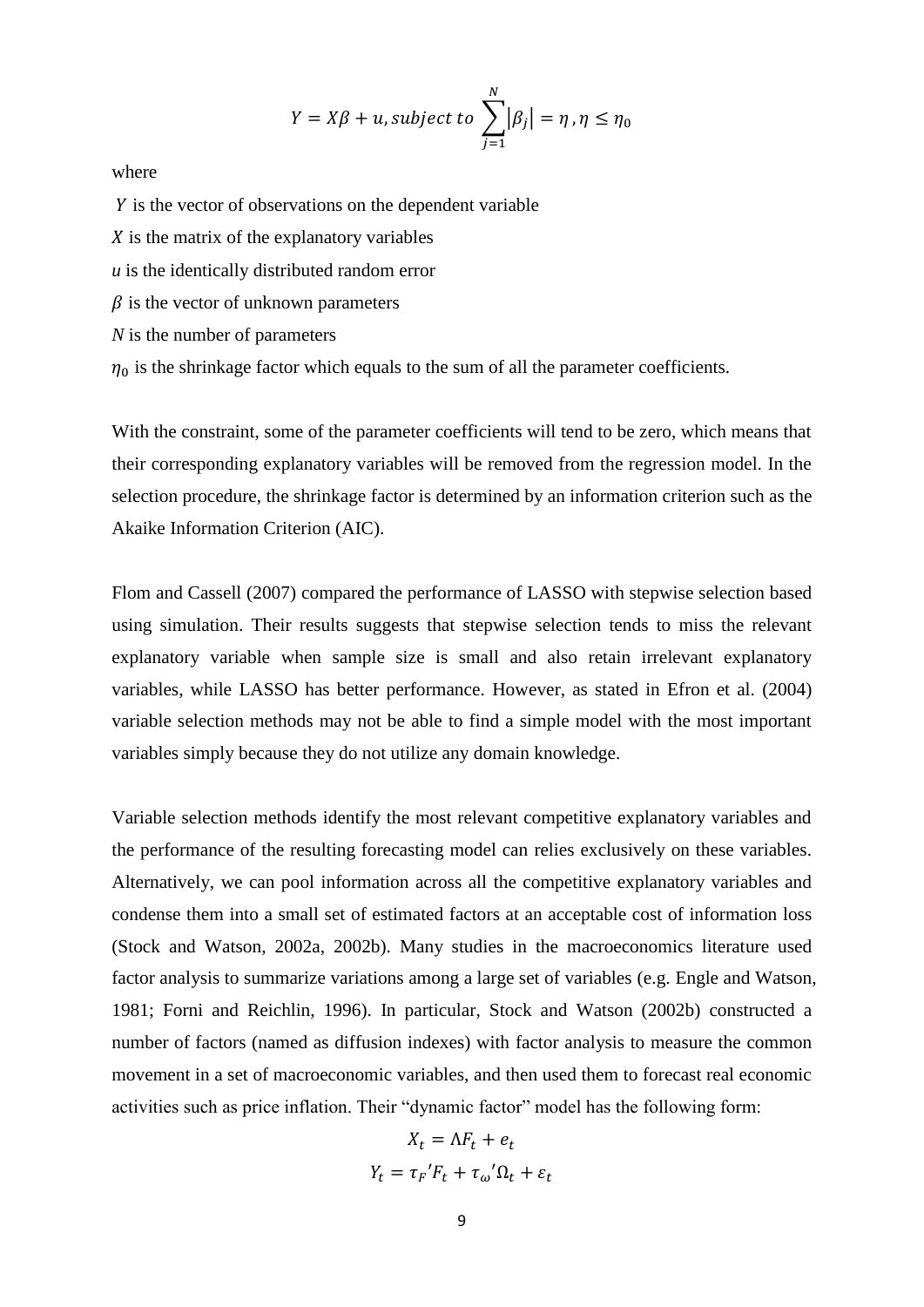$$Y = X\beta + u, subject\ to \sum_{j=1}^{N} |\beta_j| = \eta\ , \eta \leq \eta_0$$

where

$Y$ is the vector of observations on the dependent variable

$X$ is the matrix of the explanatory variables

$u$ is the identically distributed random error

$\beta$ is the vector of unknown parameters

$N$ is the number of parameters

$\eta_0$ is the shrinkage factor which equals to the sum of all the parameter coefficients.

With the constraint, some of the parameter coefficients will tend to be zero, which means that their corresponding explanatory variables will be removed from the regression model. In the selection procedure, the shrinkage factor is determined by an information criterion such as the Akaike Information Criterion (AIC).

Flom and Cassell (2007) compared the performance of LASSO with stepwise selection based using simulation. Their results suggests that stepwise selection tends to miss the relevant explanatory variable when sample size is small and also retain irrelevant explanatory variables, while LASSO has better performance. However, as stated in Efron et al. (2004) variable selection methods may not be able to find a simple model with the most important variables simply because they do not utilize any domain knowledge.

Variable selection methods identify the most relevant competitive explanatory variables and the performance of the resulting forecasting model can relies exclusively on these variables. Alternatively, we can pool information across all the competitive explanatory variables and condense them into a small set of estimated factors at an acceptable cost of information loss (Stock and Watson, 2002a, 2002b). Many studies in the macroeconomics literature used factor analysis to summarize variations among a large set of variables (e.g. Engle and Watson, 1981; Forni and Reichlin, 1996). In particular, Stock and Watson (2002b) constructed a number of factors (named as diffusion indexes) with factor analysis to measure the common movement in a set of macroeconomic variables, and then used them to forecast real economic activities such as price inflation. Their "dynamic factor" model has the following form:

$$X_t = \Lambda F_t + e_t$$

$$Y_t = {\tau_F}' F_t + {\tau_\omega}' \Omega_t + \varepsilon_t$$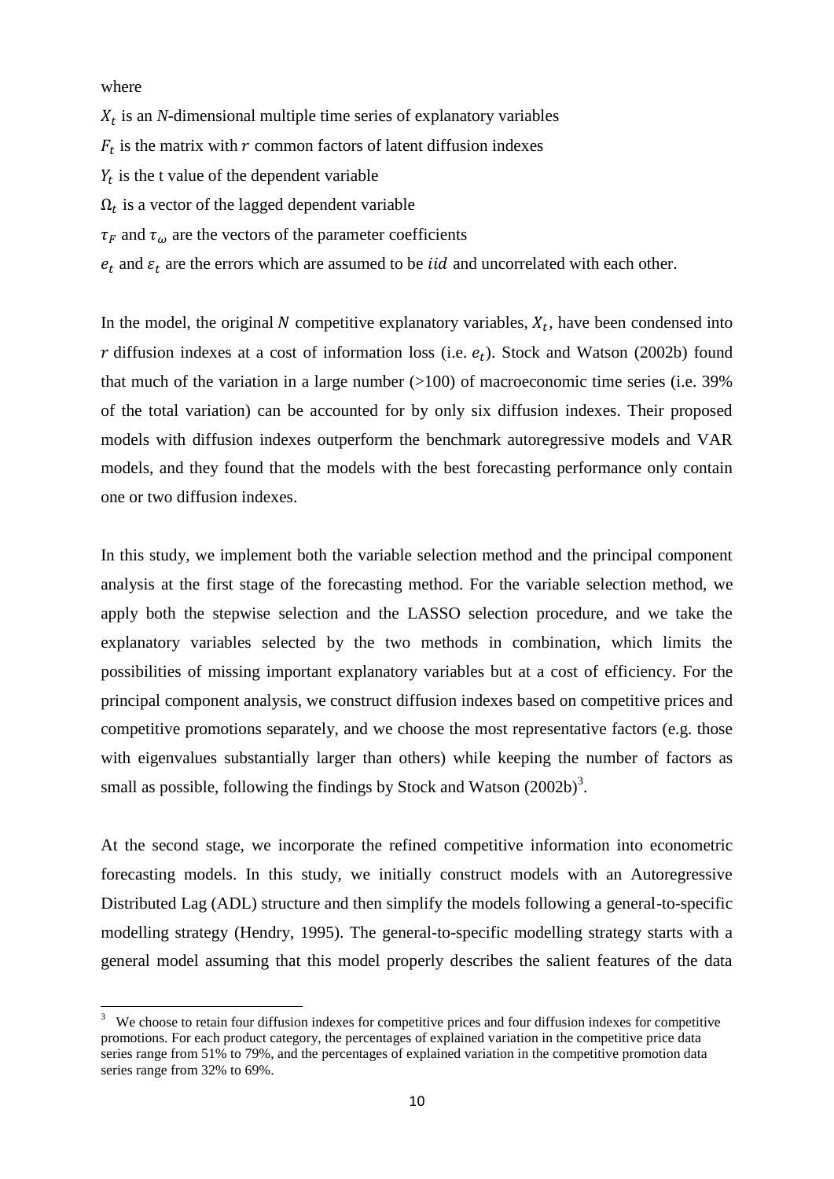where

$X_t$ is an $N$-dimensional multiple time series of explanatory variables

$F_t$ is the matrix with $r$ common factors of latent diffusion indexes

$Y_t$ is the t value of the dependent variable

$\Omega_t$ is a vector of the lagged dependent variable

$\tau_F$ and $\tau_\omega$ are the vectors of the parameter coefficients

$e_t$ and $\varepsilon_t$ are the errors which are assumed to be $iid$ and uncorrelated with each other.

In the model, the original $N$ competitive explanatory variables, $X_t$, have been condensed into $r$ diffusion indexes at a cost of information loss (i.e. $e_t$). Stock and Watson (2002b) found that much of the variation in a large number (>100) of macroeconomic time series (i.e. 39% of the total variation) can be accounted for by only six diffusion indexes. Their proposed models with diffusion indexes outperform the benchmark autoregressive models and VAR models, and they found that the models with the best forecasting performance only contain one or two diffusion indexes.

In this study, we implement both the variable selection method and the principal component analysis at the first stage of the forecasting method. For the variable selection method, we apply both the stepwise selection and the LASSO selection procedure, and we take the explanatory variables selected by the two methods in combination, which limits the possibilities of missing important explanatory variables but at a cost of efficiency. For the principal component analysis, we construct diffusion indexes based on competitive prices and competitive promotions separately, and we choose the most representative factors (e.g. those with eigenvalues substantially larger than others) while keeping the number of factors as small as possible, following the findings by Stock and Watson (2002b)[3].

At the second stage, we incorporate the refined competitive information into econometric forecasting models. In this study, we initially construct models with an Autoregressive Distributed Lag (ADL) structure and then simplify the models following a general-to-specific modelling strategy (Hendry, 1995). The general-to-specific modelling strategy starts with a general model assuming that this model properly describes the salient features of the data

[3] We choose to retain four diffusion indexes for competitive prices and four diffusion indexes for competitive promotions. For each product category, the percentages of explained variation in the competitive price data series range from 51% to 79%, and the percentages of explained variation in the competitive promotion data series range from 32% to 69%.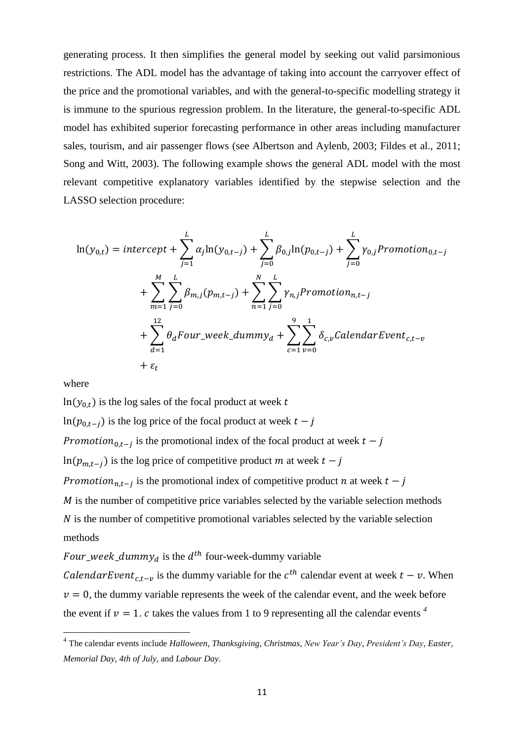generating process. It then simplifies the general model by seeking out valid parsimonious restrictions. The ADL model has the advantage of taking into account the carryover effect of the price and the promotional variables, and with the general-to-specific modelling strategy it is immune to the spurious regression problem. In the literature, the general-to-specific ADL model has exhibited superior forecasting performance in other areas including manufacturer sales, tourism, and air passenger flows (see Albertson and Aylenb, 2003; Fildes et al., 2011; Song and Witt, 2003). The following example shows the general ADL model with the most relevant competitive explanatory variables identified by the stepwise selection and the LASSO selection procedure:

$$
\begin{aligned}
\ln(y_{0,t}) = intercept &+ \sum_{j=1}^{L} \alpha_j \ln(y_{0,t-j}) + \sum_{j=0}^{L} \beta_{0,j} \ln(p_{0,t-j}) + \sum_{j=0}^{L} \gamma_{0,j} Promotion_{0,t-j} \\
&+ \sum_{m=1}^{M} \sum_{j=0}^{L} \beta_{m,j} (p_{m,t-j}) + \sum_{n=1}^{N} \sum_{j=0}^{L} \gamma_{n,j} Promotion_{n,t-j} \\
&+ \sum_{d=1}^{12} \theta_d Four\_week\_dummy_d + \sum_{c=1}^{9} \sum_{v=0}^{1} \delta_{c,v} CalendarEvent_{c,t-v} \\
&+ \varepsilon_t
\end{aligned}
$$

where

$\ln(y_{0,t})$ is the log sales of the focal product at week $t$

$\ln(p_{0,t-j})$ is the log price of the focal product at week $t-j$

$Promotion_{0,t-j}$ is the promotional index of the focal product at week $t-j$

$\ln(p_{m,t-j})$ is the log price of competitive product $m$ at week $t-j$

$Promotion_{n,t-j}$ is the promotional index of competitive product $n$ at week $t-j$

$M$ is the number of competitive price variables selected by the variable selection methods

$N$ is the number of competitive promotional variables selected by the variable selection methods

$Four\_week\_dummy_d$ is the $d^{th}$ four-week-dummy variable

$CalendarEvent_{c,t-v}$ is the dummy variable for the $c^{th}$ calendar event at week $t-v$. When $v=0$, the dummy variable represents the week of the calendar event, and the week before the event if $v=1$. $c$ takes the values from 1 to 9 representing all the calendar events [4]

---

[4] The calendar events include *Halloween*, *Thanksgiving*, *Christmas*, *New Year's Day*, *President's Day*, *Easter*, *Memorial Day*, *4th of July*, and *Labour Day*.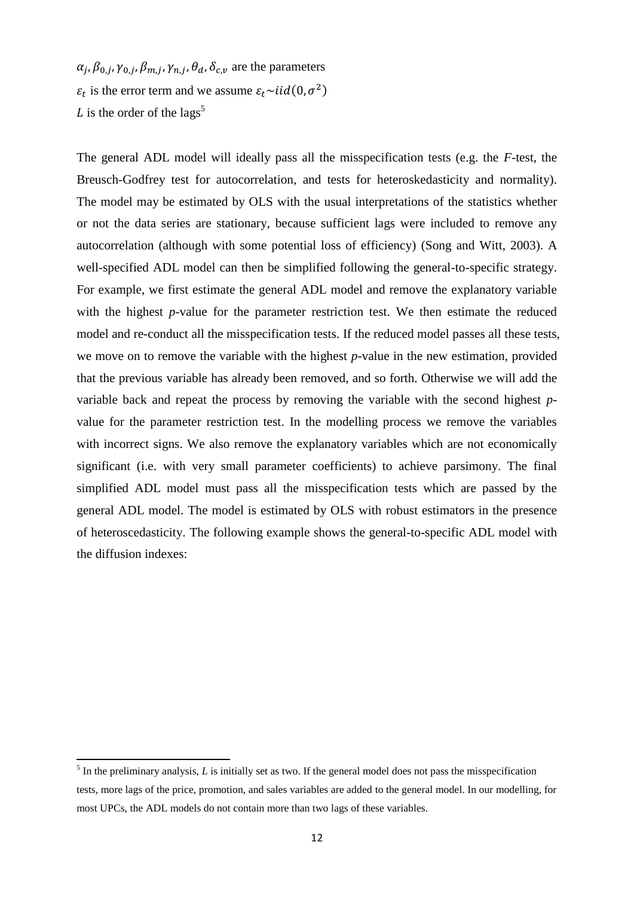$\alpha_j, \beta_{0,j}, \gamma_{0,j}, \beta_{m,j}, \gamma_{n,j}, \theta_d, \delta_{c,v}$ are the parameters
$\varepsilon_t$ is the error term and we assume $\varepsilon_t \sim iid(0, \sigma^2)$
$L$ is the order of the lags[5]

The general ADL model will ideally pass all the misspecification tests (e.g. the *F*-test, the Breusch-Godfrey test for autocorrelation, and tests for heteroskedasticity and normality). The model may be estimated by OLS with the usual interpretations of the statistics whether or not the data series are stationary, because sufficient lags were included to remove any autocorrelation (although with some potential loss of efficiency) (Song and Witt, 2003). A well-specified ADL model can then be simplified following the general-to-specific strategy. For example, we first estimate the general ADL model and remove the explanatory variable with the highest *p*-value for the parameter restriction test. We then estimate the reduced model and re-conduct all the misspecification tests. If the reduced model passes all these tests, we move on to remove the variable with the highest *p*-value in the new estimation, provided that the previous variable has already been removed, and so forth. Otherwise we will add the variable back and repeat the process by removing the variable with the second highest *p*-value for the parameter restriction test. In the modelling process we remove the variables with incorrect signs. We also remove the explanatory variables which are not economically significant (i.e. with very small parameter coefficients) to achieve parsimony. The final simplified ADL model must pass all the misspecification tests which are passed by the general ADL model. The model is estimated by OLS with robust estimators in the presence of heteroscedasticity. The following example shows the general-to-specific ADL model with the diffusion indexes:

[5] In the preliminary analysis, *L* is initially set as two. If the general model does not pass the misspecification tests, more lags of the price, promotion, and sales variables are added to the general model. In our modelling, for most UPCs, the ADL models do not contain more than two lags of these variables.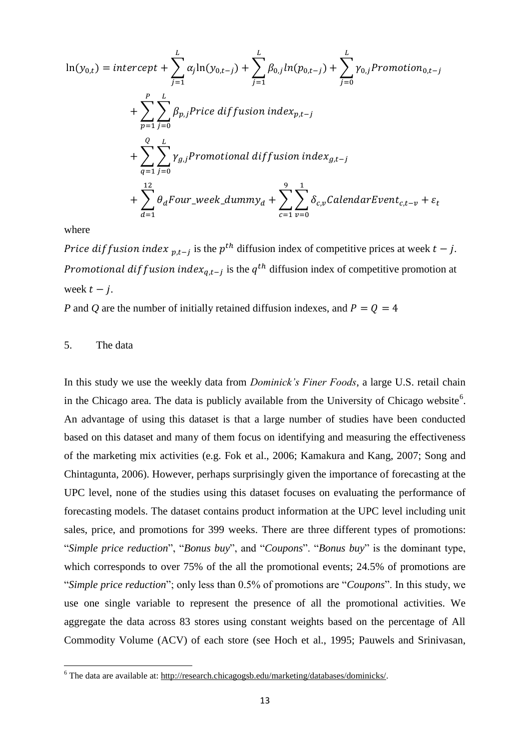$$
\begin{aligned}
\ln(y_{0,t}) = intercept &+ \sum_{j=1}^{L} \alpha_j \ln(y_{0,t-j}) + \sum_{j=1}^{L} \beta_{0,j} ln(p_{0,t-j}) + \sum_{j=0}^{L} \gamma_{0,j} Promotion_{0,t-j} \\
&+ \sum_{p=1}^{P} \sum_{j=0}^{L} \beta_{p,j} Price\ diffusion\ index_{p,t-j} \\
&+ \sum_{q=1}^{Q} \sum_{j=0}^{L} \gamma_{g,j} Promotional\ diffusion\ index_{g,t-j} \\
&+ \sum_{d=1}^{12} \theta_d Four\_week\_dummy_d + \sum_{c=1}^{9} \sum_{v=0}^{1} \delta_{c,v} CalendarEvent_{c,t-v} + \varepsilon_t
\end{aligned}
$$

where

$Price\ diffusion\ index\ _{p,t-j}$ is the $p^{th}$ diffusion index of competitive prices at week $t-j$.
$Promotional\ diffusion\ index_{q,t-j}$ is the $q^{th}$ diffusion index of competitive promotion at week $t-j$.

*P* and *Q* are the number of initially retained diffusion indexes, and $P = Q = 4$

## 5. The data

In this study we use the weekly data from *Dominick's Finer Foods*, a large U.S. retail chain in the Chicago area. The data is publicly available from the University of Chicago website[6]. An advantage of using this dataset is that a large number of studies have been conducted based on this dataset and many of them focus on identifying and measuring the effectiveness of the marketing mix activities (e.g. Fok et al., 2006; Kamakura and Kang, 2007; Song and Chintagunta, 2006). However, perhaps surprisingly given the importance of forecasting at the UPC level, none of the studies using this dataset focuses on evaluating the performance of forecasting models. The dataset contains product information at the UPC level including unit sales, price, and promotions for 399 weeks. There are three different types of promotions: "*Simple price reduction*", "*Bonus buy*", and "*Coupons*". "*Bonus buy*" is the dominant type, which corresponds to over 75% of the all the promotional events; 24.5% of promotions are "*Simple price reduction*"; only less than 0.5% of promotions are "*Coupons*". In this study, we use one single variable to represent the presence of all the promotional activities. We aggregate the data across 83 stores using constant weights based on the percentage of All Commodity Volume (ACV) of each store (see Hoch et al., 1995; Pauwels and Srinivasan,

[6] The data are available at: http://research.chicagogsb.edu/marketing/databases/dominicks/.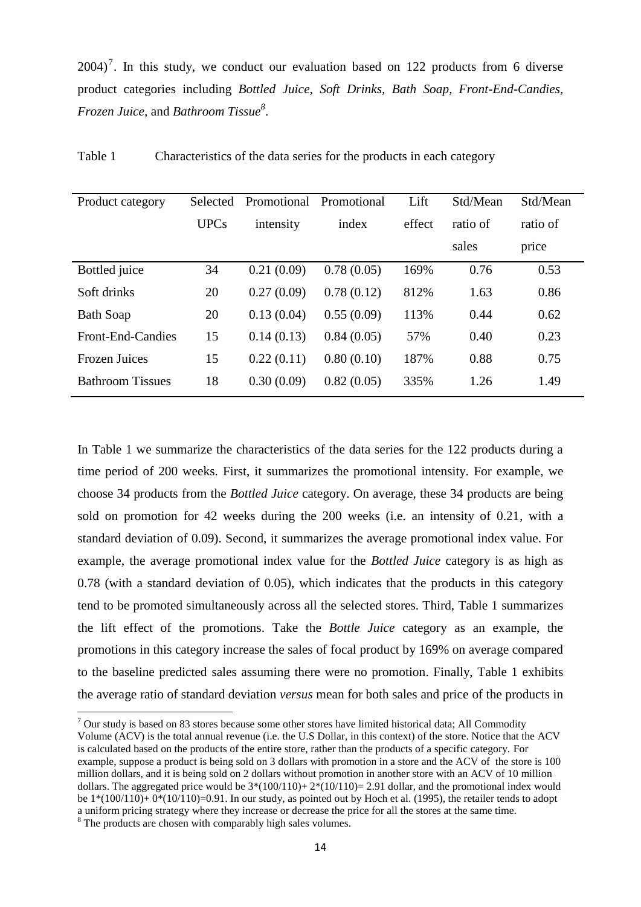2004)[7]. In this study, we conduct our evaluation based on 122 products from 6 diverse product categories including *Bottled Juice, Soft Drinks, Bath Soap, Front-End-Candies, Frozen Juice*, and *Bathroom Tissue*[8].

Table 1 Characteristics of the data series for the products in each category

| Product category | Selected UPCs | Promotional intensity | Promotional index | Lift effect | Std/Mean ratio of sales | Std/Mean ratio of price |
|---|---|---|---|---|---|---|
| Bottled juice | 34 | 0.21 (0.09) | 0.78 (0.05) | 169% | 0.76 | 0.53 |
| Soft drinks | 20 | 0.27 (0.09) | 0.78 (0.12) | 812% | 1.63 | 0.86 |
| Bath Soap | 20 | 0.13 (0.04) | 0.55 (0.09) | 113% | 0.44 | 0.62 |
| Front-End-Candies | 15 | 0.14 (0.13) | 0.84 (0.05) | 57% | 0.40 | 0.23 |
| Frozen Juices | 15 | 0.22 (0.11) | 0.80 (0.10) | 187% | 0.88 | 0.75 |
| Bathroom Tissues | 18 | 0.30 (0.09) | 0.82 (0.05) | 335% | 1.26 | 1.49 |

In Table 1 we summarize the characteristics of the data series for the 122 products during a time period of 200 weeks. First, it summarizes the promotional intensity. For example, we choose 34 products from the *Bottled Juice* category. On average, these 34 products are being sold on promotion for 42 weeks during the 200 weeks (i.e. an intensity of 0.21, with a standard deviation of 0.09). Second, it summarizes the average promotional index value. For example, the average promotional index value for the *Bottled Juice* category is as high as 0.78 (with a standard deviation of 0.05), which indicates that the products in this category tend to be promoted simultaneously across all the selected stores. Third, Table 1 summarizes the lift effect of the promotions. Take the *Bottle Juice* category as an example, the promotions in this category increase the sales of focal product by 169% on average compared to the baseline predicted sales assuming there were no promotion. Finally, Table 1 exhibits the average ratio of standard deviation *versus* mean for both sales and price of the products in

[7] Our study is based on 83 stores because some other stores have limited historical data; All Commodity Volume (ACV) is the total annual revenue (i.e. the U.S Dollar, in this context) of the store. Notice that the ACV is calculated based on the products of the entire store, rather than the products of a specific category. For example, suppose a product is being sold on 3 dollars with promotion in a store and the ACV of the store is 100 million dollars, and it is being sold on 2 dollars without promotion in another store with an ACV of 10 million dollars. The aggregated price would be 3*(100/110)+ 2*(10/110)= 2.91 dollar, and the promotional index would be 1*(100/110)+ 0*(10/110)=0.91. In our study, as pointed out by Hoch et al. (1995), the retailer tends to adopt a uniform pricing strategy where they increase or decrease the price for all the stores at the same time.

[8] The products are chosen with comparably high sales volumes.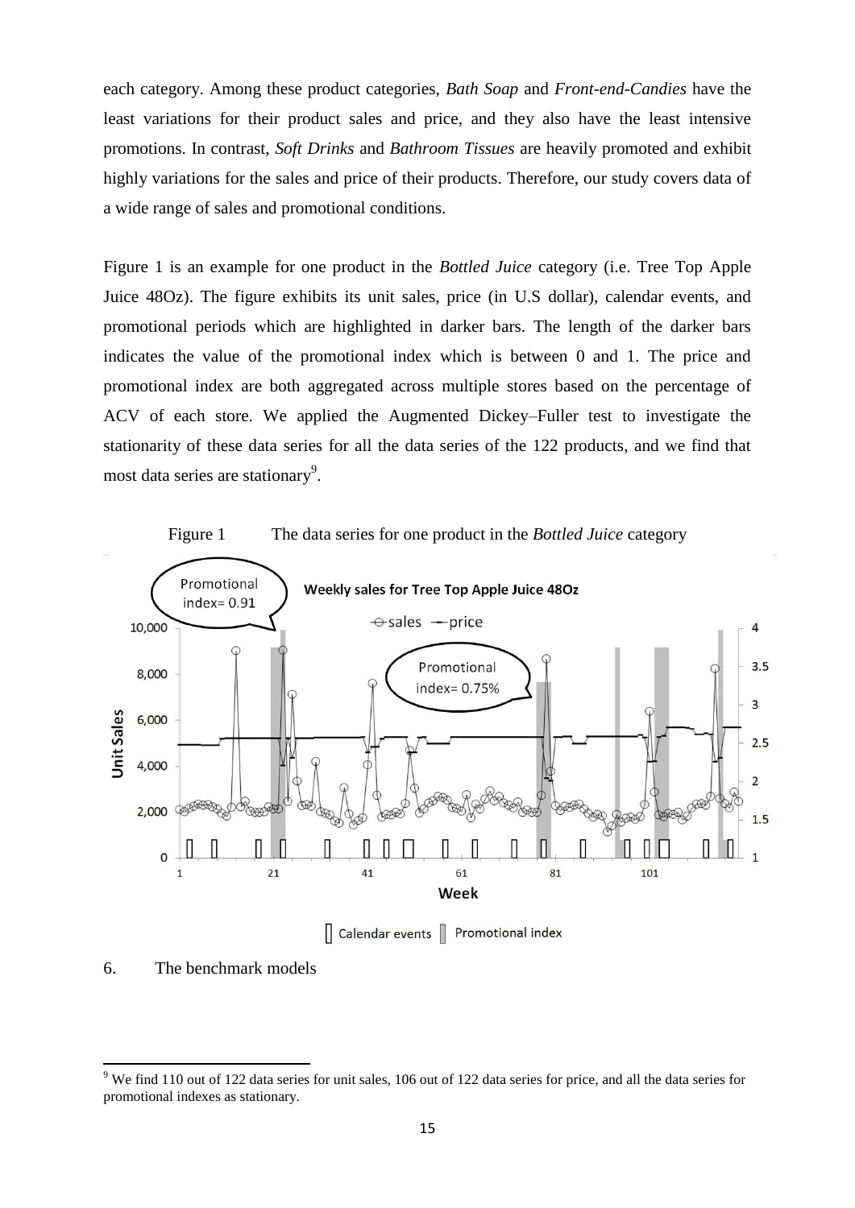each category. Among these product categories, *Bath Soap* and *Front-end-Candies* have the least variations for their product sales and price, and they also have the least intensive promotions. In contrast, *Soft Drinks* and *Bathroom Tissues* are heavily promoted and exhibit highly variations for the sales and price of their products. Therefore, our study covers data of a wide range of sales and promotional conditions.

Figure 1 is an example for one product in the *Bottled Juice* category (i.e. Tree Top Apple Juice 48Oz). The figure exhibits its unit sales, price (in U.S dollar), calendar events, and promotional periods which are highlighted in darker bars. The length of the darker bars indicates the value of the promotional index which is between 0 and 1. The price and promotional index are both aggregated across multiple stores based on the percentage of ACV of each store. We applied the Augmented Dickey–Fuller test to investigate the stationarity of these data series for all the data series of the 122 products, and we find that most data series are stationary[9].

Figure 1 The data series for one product in the *Bottled Juice* category

## 6. The benchmark models

[9] We find 110 out of 122 data series for unit sales, 106 out of 122 data series for price, and all the data series for promotional indexes as stationary.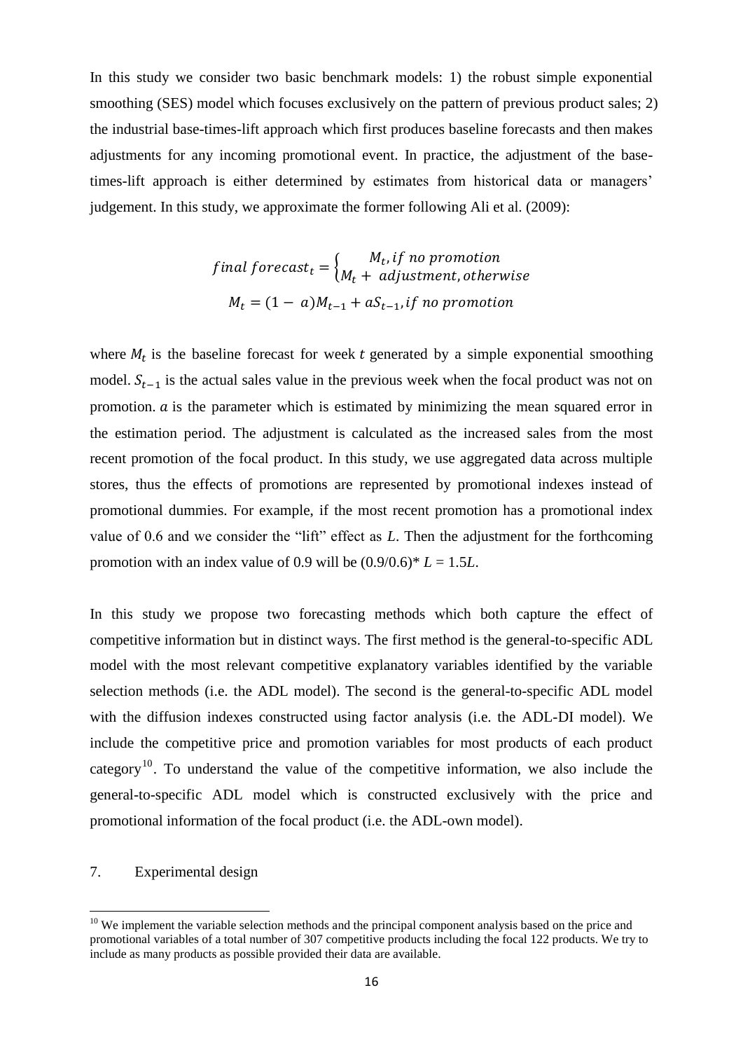In this study we consider two basic benchmark models: 1) the robust simple exponential smoothing (SES) model which focuses exclusively on the pattern of previous product sales; 2) the industrial base-times-lift approach which first produces baseline forecasts and then makes adjustments for any incoming promotional event. In practice, the adjustment of the base-times-lift approach is either determined by estimates from historical data or managers' judgement. In this study, we approximate the former following Ali et al. (2009):

$$final\ forecast_t = \begin{cases} M_t, if\ no\ promotion \\ M_t +\ adjustment, otherwise \end{cases}$$

$$M_t = (1 -\ a)M_{t-1} + aS_{t-1}, if\ no\ promotion$$

where $M_t$ is the baseline forecast for week $t$ generated by a simple exponential smoothing model. $S_{t-1}$ is the actual sales value in the previous week when the focal product was not on promotion. $a$ is the parameter which is estimated by minimizing the mean squared error in the estimation period. The adjustment is calculated as the increased sales from the most recent promotion of the focal product. In this study, we use aggregated data across multiple stores, thus the effects of promotions are represented by promotional indexes instead of promotional dummies. For example, if the most recent promotion has a promotional index value of 0.6 and we consider the "lift" effect as $L$. Then the adjustment for the forthcoming promotion with an index value of 0.9 will be $(0.9/0.6)^* L = 1.5L$.

In this study we propose two forecasting methods which both capture the effect of competitive information but in distinct ways. The first method is the general-to-specific ADL model with the most relevant competitive explanatory variables identified by the variable selection methods (i.e. the ADL model). The second is the general-to-specific ADL model with the diffusion indexes constructed using factor analysis (i.e. the ADL-DI model). We include the competitive price and promotion variables for most products of each product category[10]. To understand the value of the competitive information, we also include the general-to-specific ADL model which is constructed exclusively with the price and promotional information of the focal product (i.e. the ADL-own model).

## 7. Experimental design

[10] We implement the variable selection methods and the principal component analysis based on the price and promotional variables of a total number of 307 competitive products including the focal 122 products. We try to include as many products as possible provided their data are available.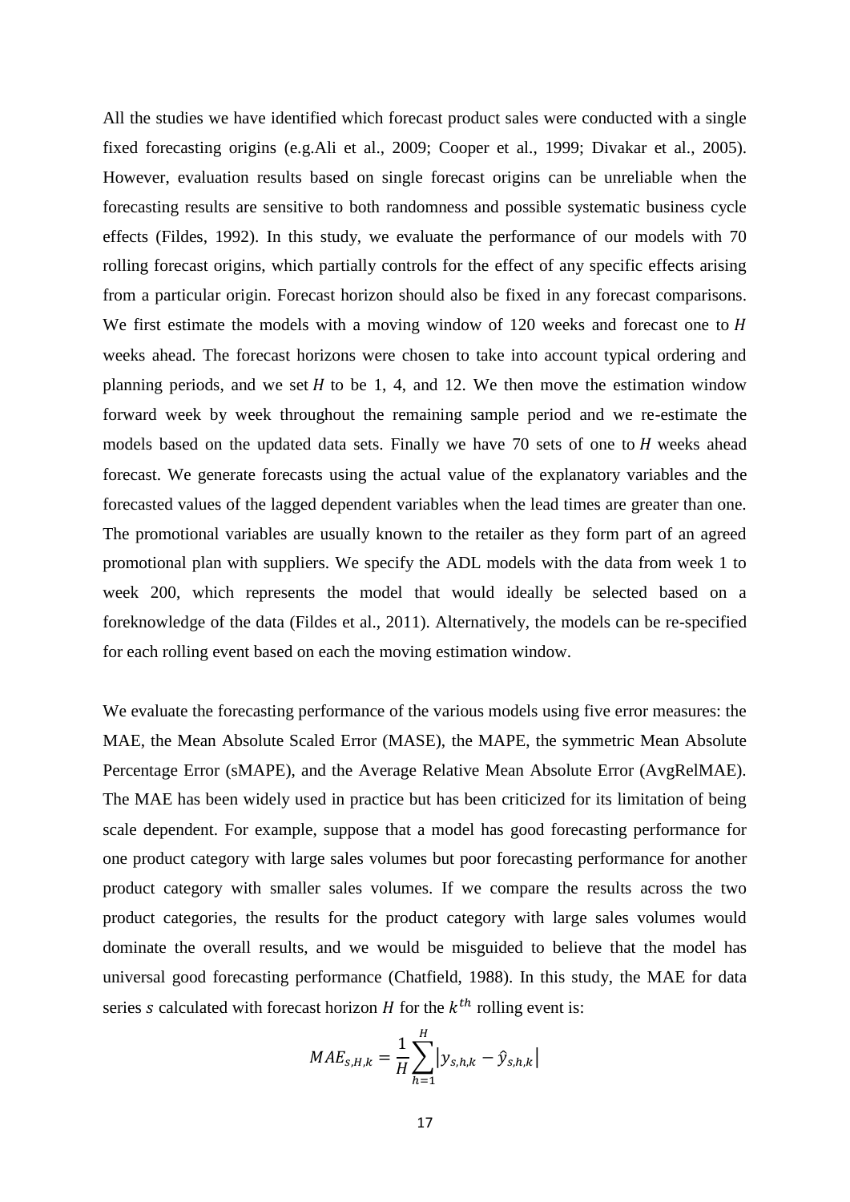All the studies we have identified which forecast product sales were conducted with a single fixed forecasting origins (e.g.Ali et al., 2009; Cooper et al., 1999; Divakar et al., 2005). However, evaluation results based on single forecast origins can be unreliable when the forecasting results are sensitive to both randomness and possible systematic business cycle effects (Fildes, 1992). In this study, we evaluate the performance of our models with 70 rolling forecast origins, which partially controls for the effect of any specific effects arising from a particular origin. Forecast horizon should also be fixed in any forecast comparisons. We first estimate the models with a moving window of 120 weeks and forecast one to $H$ weeks ahead. The forecast horizons were chosen to take into account typical ordering and planning periods, and we set $H$ to be 1, 4, and 12. We then move the estimation window forward week by week throughout the remaining sample period and we re-estimate the models based on the updated data sets. Finally we have 70 sets of one to $H$ weeks ahead forecast. We generate forecasts using the actual value of the explanatory variables and the forecasted values of the lagged dependent variables when the lead times are greater than one. The promotional variables are usually known to the retailer as they form part of an agreed promotional plan with suppliers. We specify the ADL models with the data from week 1 to week 200, which represents the model that would ideally be selected based on a foreknowledge of the data (Fildes et al., 2011). Alternatively, the models can be re-specified for each rolling event based on each the moving estimation window.

We evaluate the forecasting performance of the various models using five error measures: the MAE, the Mean Absolute Scaled Error (MASE), the MAPE, the symmetric Mean Absolute Percentage Error (sMAPE), and the Average Relative Mean Absolute Error (AvgRelMAE). The MAE has been widely used in practice but has been criticized for its limitation of being scale dependent. For example, suppose that a model has good forecasting performance for one product category with large sales volumes but poor forecasting performance for another product category with smaller sales volumes. If we compare the results across the two product categories, the results for the product category with large sales volumes would dominate the overall results, and we would be misguided to believe that the model has universal good forecasting performance (Chatfield, 1988). In this study, the MAE for data series $s$ calculated with forecast horizon $H$ for the $k^{th}$ rolling event is:

$$MAE_{s,H,k} = \frac{1}{H}\sum_{h=1}^{H}\left|y_{s,h,k} - \hat{y}_{s,h,k}\right|$$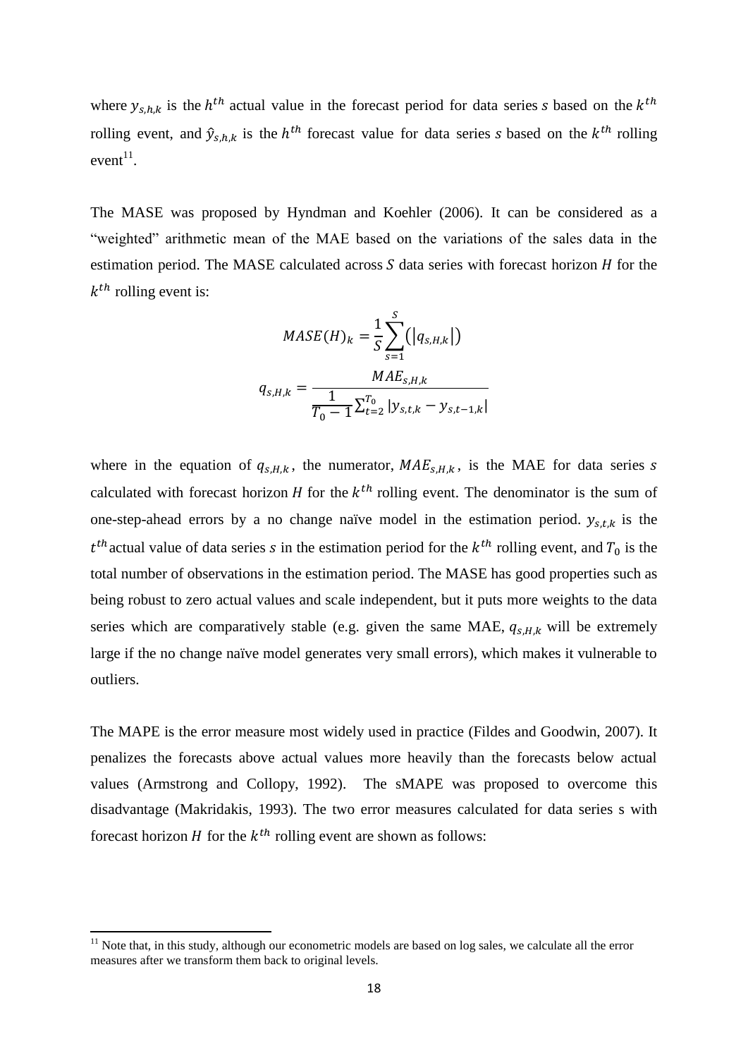where $y_{s,h,k}$ is the $h^{th}$ actual value in the forecast period for data series $s$ based on the $k^{th}$ rolling event, and $\hat{y}_{s,h,k}$ is the $h^{th}$ forecast value for data series $s$ based on the $k^{th}$ rolling event[11].

The MASE was proposed by Hyndman and Koehler (2006). It can be considered as a "weighted" arithmetic mean of the MAE based on the variations of the sales data in the estimation period. The MASE calculated across $S$ data series with forecast horizon $H$ for the $k^{th}$ rolling event is:

$$MASE(H)_k = \frac{1}{S}\sum_{s=1}^{S}\left(|q_{s,H,k}|\right)$$

$$q_{s,H,k} = \frac{MAE_{s,H,k}}{\frac{1}{T_0 - 1}\sum_{t=2}^{T_0} |y_{s,t,k} - y_{s,t-1,k}|}$$

where in the equation of $q_{s,H,k}$, the numerator, $MAE_{s,H,k}$, is the MAE for data series $s$ calculated with forecast horizon $H$ for the $k^{th}$ rolling event. The denominator is the sum of one-step-ahead errors by a no change naïve model in the estimation period. $y_{s,t,k}$ is the $t^{th}$ actual value of data series $s$ in the estimation period for the $k^{th}$ rolling event, and $T_0$ is the total number of observations in the estimation period. The MASE has good properties such as being robust to zero actual values and scale independent, but it puts more weights to the data series which are comparatively stable (e.g. given the same MAE, $q_{s,H,k}$ will be extremely large if the no change naïve model generates very small errors), which makes it vulnerable to outliers.

The MAPE is the error measure most widely used in practice (Fildes and Goodwin, 2007). It penalizes the forecasts above actual values more heavily than the forecasts below actual values (Armstrong and Collopy, 1992). The sMAPE was proposed to overcome this disadvantage (Makridakis, 1993). The two error measures calculated for data series s with forecast horizon $H$ for the $k^{th}$ rolling event are shown as follows:

[11] Note that, in this study, although our econometric models are based on log sales, we calculate all the error measures after we transform them back to original levels.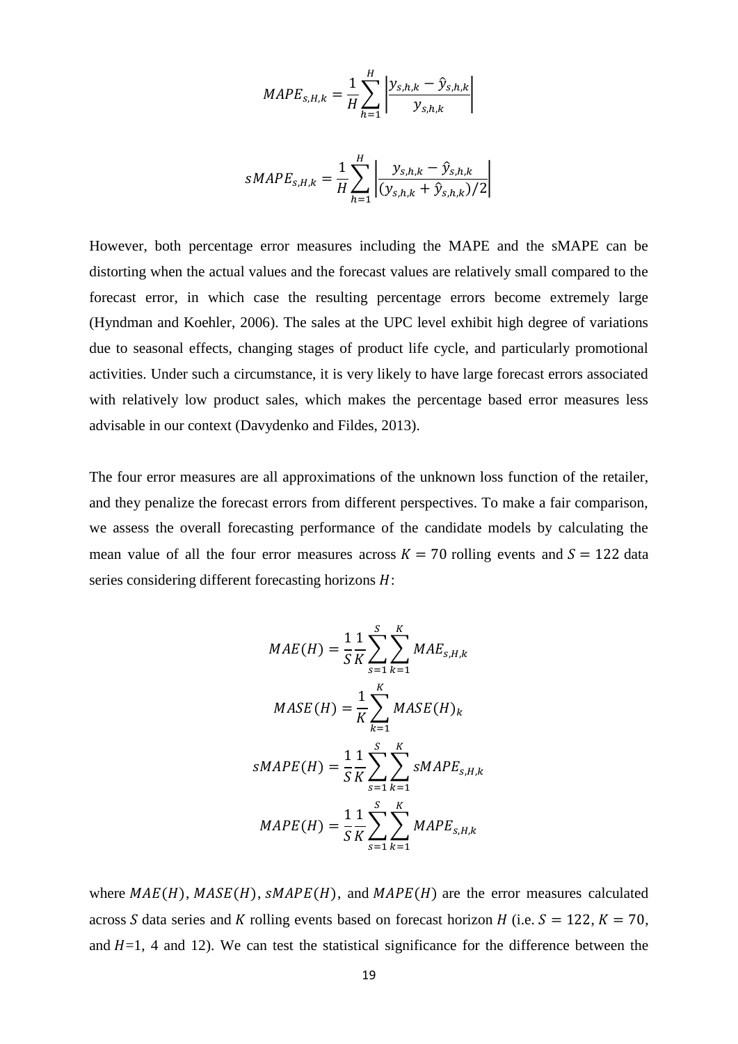$$MAPE_{s,H,k} = \frac{1}{H}\sum_{h=1}^{H}\left|\frac{y_{s,h,k} - \hat{y}_{s,h,k}}{y_{s,h,k}}\right|$$

$$sMAPE_{s,H,k} = \frac{1}{H}\sum_{h=1}^{H}\left|\frac{y_{s,h,k} - \hat{y}_{s,h,k}}{(y_{s,h,k} + \hat{y}_{s,h,k})/2}\right|$$

However, both percentage error measures including the MAPE and the sMAPE can be distorting when the actual values and the forecast values are relatively small compared to the forecast error, in which case the resulting percentage errors become extremely large (Hyndman and Koehler, 2006). The sales at the UPC level exhibit high degree of variations due to seasonal effects, changing stages of product life cycle, and particularly promotional activities. Under such a circumstance, it is very likely to have large forecast errors associated with relatively low product sales, which makes the percentage based error measures less advisable in our context (Davydenko and Fildes, 2013).

The four error measures are all approximations of the unknown loss function of the retailer, and they penalize the forecast errors from different perspectives. To make a fair comparison, we assess the overall forecasting performance of the candidate models by calculating the mean value of all the four error measures across $K = 70$ rolling events and $S = 122$ data series considering different forecasting horizons $H$:

$$MAE(H) = \frac{1}{S}\frac{1}{K}\sum_{s=1}^{S}\sum_{k=1}^{K} MAE_{s,H,k}$$

$$MASE(H) = \frac{1}{K}\sum_{k=1}^{K} MASE(H)_k$$

$$sMAPE(H) = \frac{1}{S}\frac{1}{K}\sum_{s=1}^{S}\sum_{k=1}^{K} sMAPE_{s,H,k}$$

$$MAPE(H) = \frac{1}{S}\frac{1}{K}\sum_{s=1}^{S}\sum_{k=1}^{K} MAPE_{s,H,k}$$

where $MAE(H)$, $MASE(H)$, $sMAPE(H)$, and $MAPE(H)$ are the error measures calculated across $S$ data series and $K$ rolling events based on forecast horizon $H$ (i.e. $S = 122$, $K = 70$, and $H$=1, 4 and 12). We can test the statistical significance for the difference between the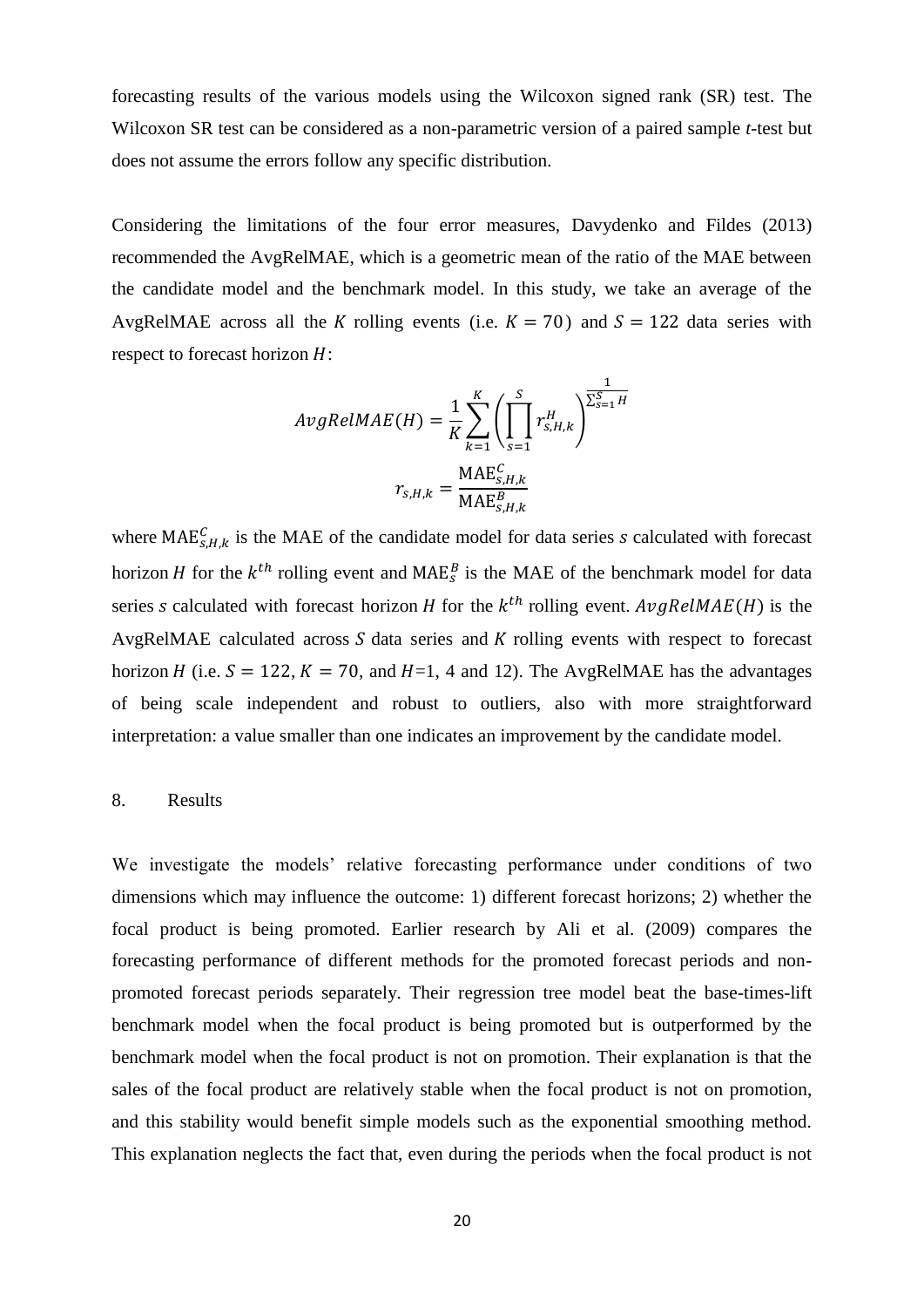forecasting results of the various models using the Wilcoxon signed rank (SR) test. The Wilcoxon SR test can be considered as a non-parametric version of a paired sample *t*-test but does not assume the errors follow any specific distribution.

Considering the limitations of the four error measures, Davydenko and Fildes (2013) recommended the AvgRelMAE, which is a geometric mean of the ratio of the MAE between the candidate model and the benchmark model. In this study, we take an average of the AvgRelMAE across all the $K$ rolling events (i.e. $K = 70$) and $S = 122$ data series with respect to forecast horizon $H$:

$$AvgRelMAE(H) = \frac{1}{K}\sum_{k=1}^{K}\left(\prod_{s=1}^{S} r_{s,H,k}^{H}\right)^{\frac{1}{\sum_{s=1}^{S} H}}$$

$$r_{s,H,k} = \frac{\mathrm{MAE}_{s,H,k}^{C}}{\mathrm{MAE}_{s,H,k}^{B}}$$

where $\mathrm{MAE}_{s,H,k}^{C}$ is the MAE of the candidate model for data series $s$ calculated with forecast horizon $H$ for the $k^{th}$ rolling event and $\mathrm{MAE}_{s}^{B}$ is the MAE of the benchmark model for data series $s$ calculated with forecast horizon $H$ for the $k^{th}$ rolling event. $AvgRelMAE(H)$ is the AvgRelMAE calculated across $S$ data series and $K$ rolling events with respect to forecast horizon $H$ (i.e. $S = 122$, $K = 70$, and $H$=1, 4 and 12). The AvgRelMAE has the advantages of being scale independent and robust to outliers, also with more straightforward interpretation: a value smaller than one indicates an improvement by the candidate model.

## 8. Results

We investigate the models' relative forecasting performance under conditions of two dimensions which may influence the outcome: 1) different forecast horizons; 2) whether the focal product is being promoted. Earlier research by Ali et al. (2009) compares the forecasting performance of different methods for the promoted forecast periods and non-promoted forecast periods separately. Their regression tree model beat the base-times-lift benchmark model when the focal product is being promoted but is outperformed by the benchmark model when the focal product is not on promotion. Their explanation is that the sales of the focal product are relatively stable when the focal product is not on promotion, and this stability would benefit simple models such as the exponential smoothing method. This explanation neglects the fact that, even during the periods when the focal product is not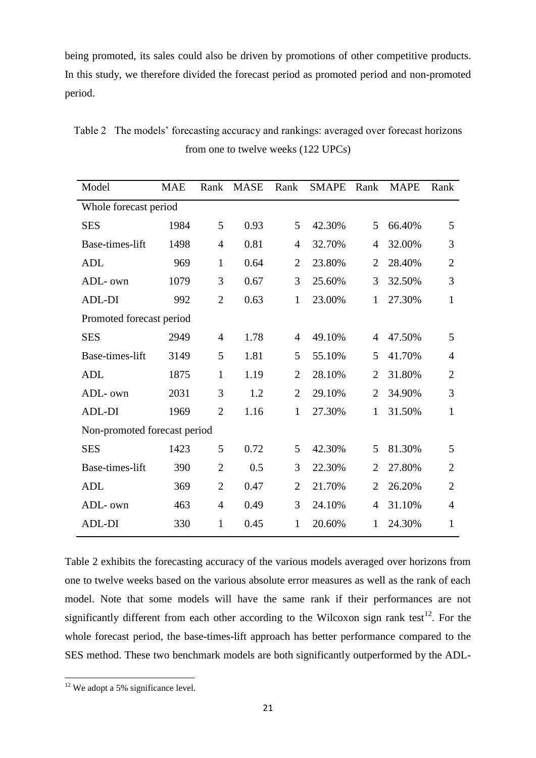being promoted, its sales could also be driven by promotions of other competitive products. In this study, we therefore divided the forecast period as promoted period and non-promoted period.

Table 2 The models' forecasting accuracy and rankings: averaged over forecast horizons from one to twelve weeks (122 UPCs)

| Model | MAE | Rank | MASE | Rank | SMAPE | Rank | MAPE | Rank |
|---|---|---|---|---|---|---|---|---|
| Whole forecast period | | | | | | | | |
| SES | 1984 | 5 | 0.93 | 5 | 42.30% | 5 | 66.40% | 5 |
| Base-times-lift | 1498 | 4 | 0.81 | 4 | 32.70% | 4 | 32.00% | 3 |
| ADL | 969 | 1 | 0.64 | 2 | 23.80% | 2 | 28.40% | 2 |
| ADL- own | 1079 | 3 | 0.67 | 3 | 25.60% | 3 | 32.50% | 3 |
| ADL-DI | 992 | 2 | 0.63 | 1 | 23.00% | 1 | 27.30% | 1 |
| Promoted forecast period | | | | | | | | |
| SES | 2949 | 4 | 1.78 | 4 | 49.10% | 4 | 47.50% | 5 |
| Base-times-lift | 3149 | 5 | 1.81 | 5 | 55.10% | 5 | 41.70% | 4 |
| ADL | 1875 | 1 | 1.19 | 2 | 28.10% | 2 | 31.80% | 2 |
| ADL- own | 2031 | 3 | 1.2 | 2 | 29.10% | 2 | 34.90% | 3 |
| ADL-DI | 1969 | 2 | 1.16 | 1 | 27.30% | 1 | 31.50% | 1 |
| Non-promoted forecast period | | | | | | | | |
| SES | 1423 | 5 | 0.72 | 5 | 42.30% | 5 | 81.30% | 5 |
| Base-times-lift | 390 | 2 | 0.5 | 3 | 22.30% | 2 | 27.80% | 2 |
| ADL | 369 | 2 | 0.47 | 2 | 21.70% | 2 | 26.20% | 2 |
| ADL- own | 463 | 4 | 0.49 | 3 | 24.10% | 4 | 31.10% | 4 |
| ADL-DI | 330 | 1 | 0.45 | 1 | 20.60% | 1 | 24.30% | 1 |

Table 2 exhibits the forecasting accuracy of the various models averaged over horizons from one to twelve weeks based on the various absolute error measures as well as the rank of each model. Note that some models will have the same rank if their performances are not significantly different from each other according to the Wilcoxon sign rank test[12]. For the whole forecast period, the base-times-lift approach has better performance compared to the SES method. These two benchmark models are both significantly outperformed by the ADL-

[12] We adopt a 5% significance level.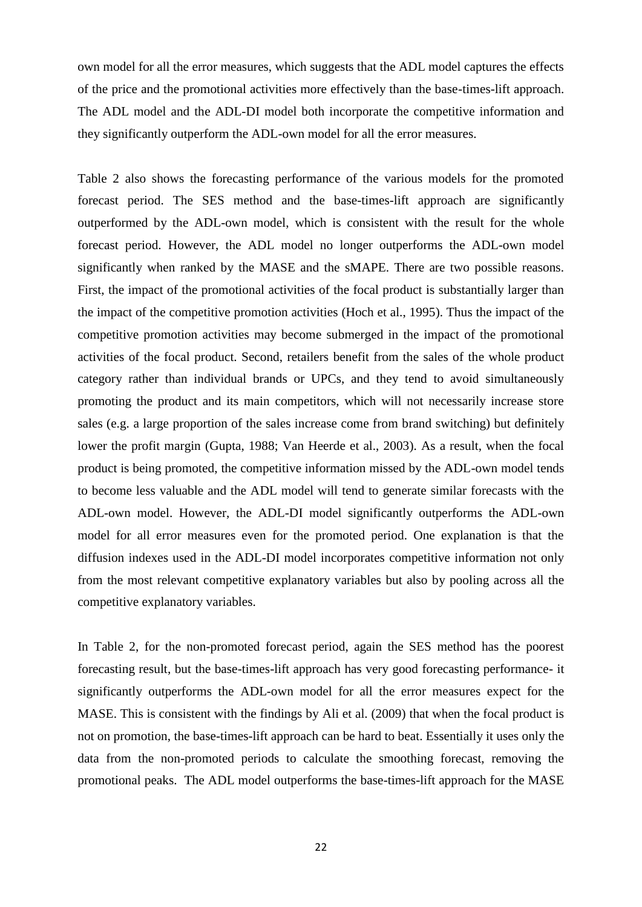own model for all the error measures, which suggests that the ADL model captures the effects of the price and the promotional activities more effectively than the base-times-lift approach. The ADL model and the ADL-DI model both incorporate the competitive information and they significantly outperform the ADL-own model for all the error measures.

Table 2 also shows the forecasting performance of the various models for the promoted forecast period. The SES method and the base-times-lift approach are significantly outperformed by the ADL-own model, which is consistent with the result for the whole forecast period. However, the ADL model no longer outperforms the ADL-own model significantly when ranked by the MASE and the sMAPE. There are two possible reasons. First, the impact of the promotional activities of the focal product is substantially larger than the impact of the competitive promotion activities (Hoch et al., 1995). Thus the impact of the competitive promotion activities may become submerged in the impact of the promotional activities of the focal product. Second, retailers benefit from the sales of the whole product category rather than individual brands or UPCs, and they tend to avoid simultaneously promoting the product and its main competitors, which will not necessarily increase store sales (e.g. a large proportion of the sales increase come from brand switching) but definitely lower the profit margin (Gupta, 1988; Van Heerde et al., 2003). As a result, when the focal product is being promoted, the competitive information missed by the ADL-own model tends to become less valuable and the ADL model will tend to generate similar forecasts with the ADL-own model. However, the ADL-DI model significantly outperforms the ADL-own model for all error measures even for the promoted period. One explanation is that the diffusion indexes used in the ADL-DI model incorporates competitive information not only from the most relevant competitive explanatory variables but also by pooling across all the competitive explanatory variables.

In Table 2, for the non-promoted forecast period, again the SES method has the poorest forecasting result, but the base-times-lift approach has very good forecasting performance- it significantly outperforms the ADL-own model for all the error measures expect for the MASE. This is consistent with the findings by Ali et al. (2009) that when the focal product is not on promotion, the base-times-lift approach can be hard to beat. Essentially it uses only the data from the non-promoted periods to calculate the smoothing forecast, removing the promotional peaks. The ADL model outperforms the base-times-lift approach for the MASE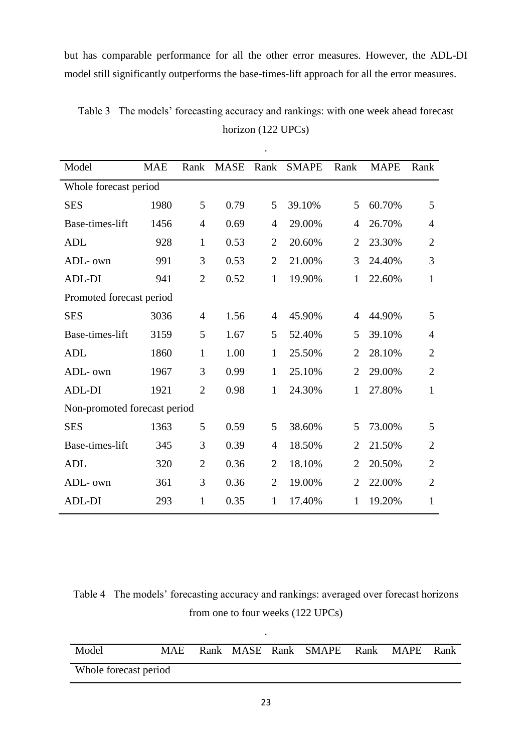but has comparable performance for all the other error measures. However, the ADL-DI model still significantly outperforms the base-times-lift approach for all the error measures.

Table 3 The models' forecasting accuracy and rankings: with one week ahead forecast horizon (122 UPCs)

| Model | MAE | Rank | MASE | Rank | SMAPE | Rank | MAPE | Rank |
|---|---|---|---|---|---|---|---|---|
| Whole forecast period | | | | | | | | |
| SES | 1980 | 5 | 0.79 | 5 | 39.10% | 5 | 60.70% | 5 |
| Base-times-lift | 1456 | 4 | 0.69 | 4 | 29.00% | 4 | 26.70% | 4 |
| ADL | 928 | 1 | 0.53 | 2 | 20.60% | 2 | 23.30% | 2 |
| ADL- own | 991 | 3 | 0.53 | 2 | 21.00% | 3 | 24.40% | 3 |
| ADL-DI | 941 | 2 | 0.52 | 1 | 19.90% | 1 | 22.60% | 1 |
| Promoted forecast period | | | | | | | | |
| SES | 3036 | 4 | 1.56 | 4 | 45.90% | 4 | 44.90% | 5 |
| Base-times-lift | 3159 | 5 | 1.67 | 5 | 52.40% | 5 | 39.10% | 4 |
| ADL | 1860 | 1 | 1.00 | 1 | 25.50% | 2 | 28.10% | 2 |
| ADL- own | 1967 | 3 | 0.99 | 1 | 25.10% | 2 | 29.00% | 2 |
| ADL-DI | 1921 | 2 | 0.98 | 1 | 24.30% | 1 | 27.80% | 1 |
| Non-promoted forecast period | | | | | | | | |
| SES | 1363 | 5 | 0.59 | 5 | 38.60% | 5 | 73.00% | 5 |
| Base-times-lift | 345 | 3 | 0.39 | 4 | 18.50% | 2 | 21.50% | 2 |
| ADL | 320 | 2 | 0.36 | 2 | 18.10% | 2 | 20.50% | 2 |
| ADL- own | 361 | 3 | 0.36 | 2 | 19.00% | 2 | 22.00% | 2 |
| ADL-DI | 293 | 1 | 0.35 | 1 | 17.40% | 1 | 19.20% | 1 |

Table 4 The models' forecasting accuracy and rankings: averaged over forecast horizons from one to four weeks (122 UPCs)

| Model | MAE | Rank | MASE | Rank | SMAPE | Rank | MAPE | Rank |
|---|---|---|---|---|---|---|---|---|
| Whole forecast period | | | | | | | | |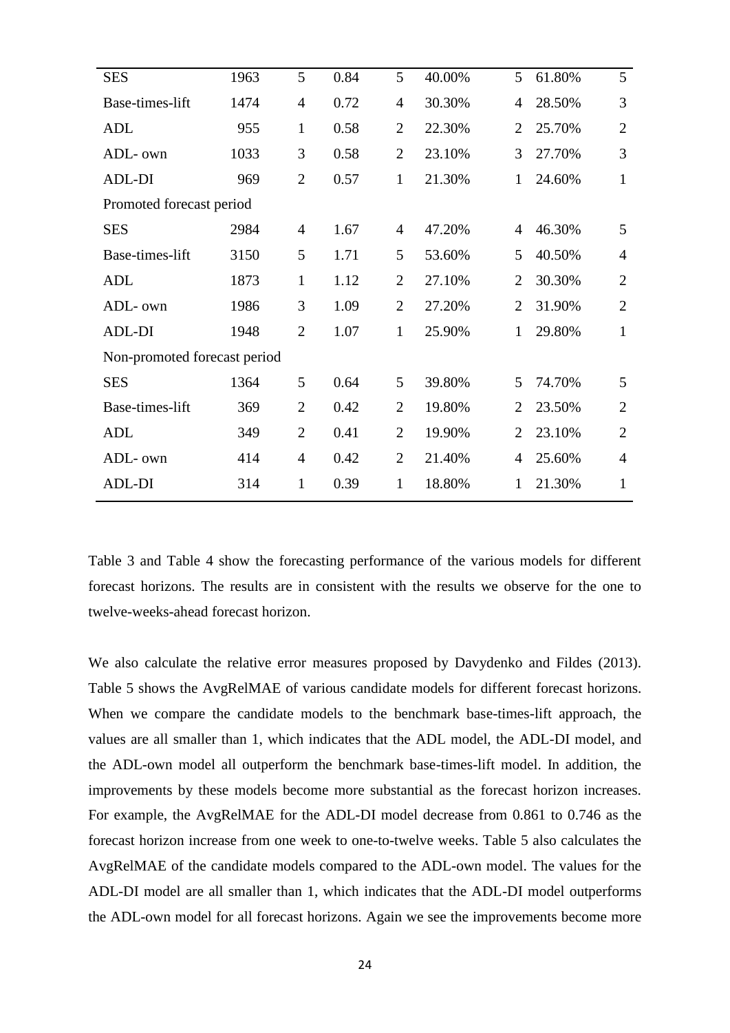| | | | | | | | | |
|---|---|---|---|---|---|---|---|---|
| SES | 1963 | 5 | 0.84 | 5 | 40.00% | 5 | 61.80% | 5 |
| Base-times-lift | 1474 | 4 | 0.72 | 4 | 30.30% | 4 | 28.50% | 3 |
| ADL | 955 | 1 | 0.58 | 2 | 22.30% | 2 | 25.70% | 2 |
| ADL- own | 1033 | 3 | 0.58 | 2 | 23.10% | 3 | 27.70% | 3 |
| ADL-DI | 969 | 2 | 0.57 | 1 | 21.30% | 1 | 24.60% | 1 |
| Promoted forecast period | | | | | | | | |
| SES | 2984 | 4 | 1.67 | 4 | 47.20% | 4 | 46.30% | 5 |
| Base-times-lift | 3150 | 5 | 1.71 | 5 | 53.60% | 5 | 40.50% | 4 |
| ADL | 1873 | 1 | 1.12 | 2 | 27.10% | 2 | 30.30% | 2 |
| ADL- own | 1986 | 3 | 1.09 | 2 | 27.20% | 2 | 31.90% | 2 |
| ADL-DI | 1948 | 2 | 1.07 | 1 | 25.90% | 1 | 29.80% | 1 |
| Non-promoted forecast period | | | | | | | | |
| SES | 1364 | 5 | 0.64 | 5 | 39.80% | 5 | 74.70% | 5 |
| Base-times-lift | 369 | 2 | 0.42 | 2 | 19.80% | 2 | 23.50% | 2 |
| ADL | 349 | 2 | 0.41 | 2 | 19.90% | 2 | 23.10% | 2 |
| ADL- own | 414 | 4 | 0.42 | 2 | 21.40% | 4 | 25.60% | 4 |
| ADL-DI | 314 | 1 | 0.39 | 1 | 18.80% | 1 | 21.30% | 1 |

Table 3 and Table 4 show the forecasting performance of the various models for different forecast horizons. The results are in consistent with the results we observe for the one to twelve-weeks-ahead forecast horizon.

We also calculate the relative error measures proposed by Davydenko and Fildes (2013). Table 5 shows the AvgRelMAE of various candidate models for different forecast horizons. When we compare the candidate models to the benchmark base-times-lift approach, the values are all smaller than 1, which indicates that the ADL model, the ADL-DI model, and the ADL-own model all outperform the benchmark base-times-lift model. In addition, the improvements by these models become more substantial as the forecast horizon increases. For example, the AvgRelMAE for the ADL-DI model decrease from 0.861 to 0.746 as the forecast horizon increase from one week to one-to-twelve weeks. Table 5 also calculates the AvgRelMAE of the candidate models compared to the ADL-own model. The values for the ADL-DI model are all smaller than 1, which indicates that the ADL-DI model outperforms the ADL-own model for all forecast horizons. Again we see the improvements become more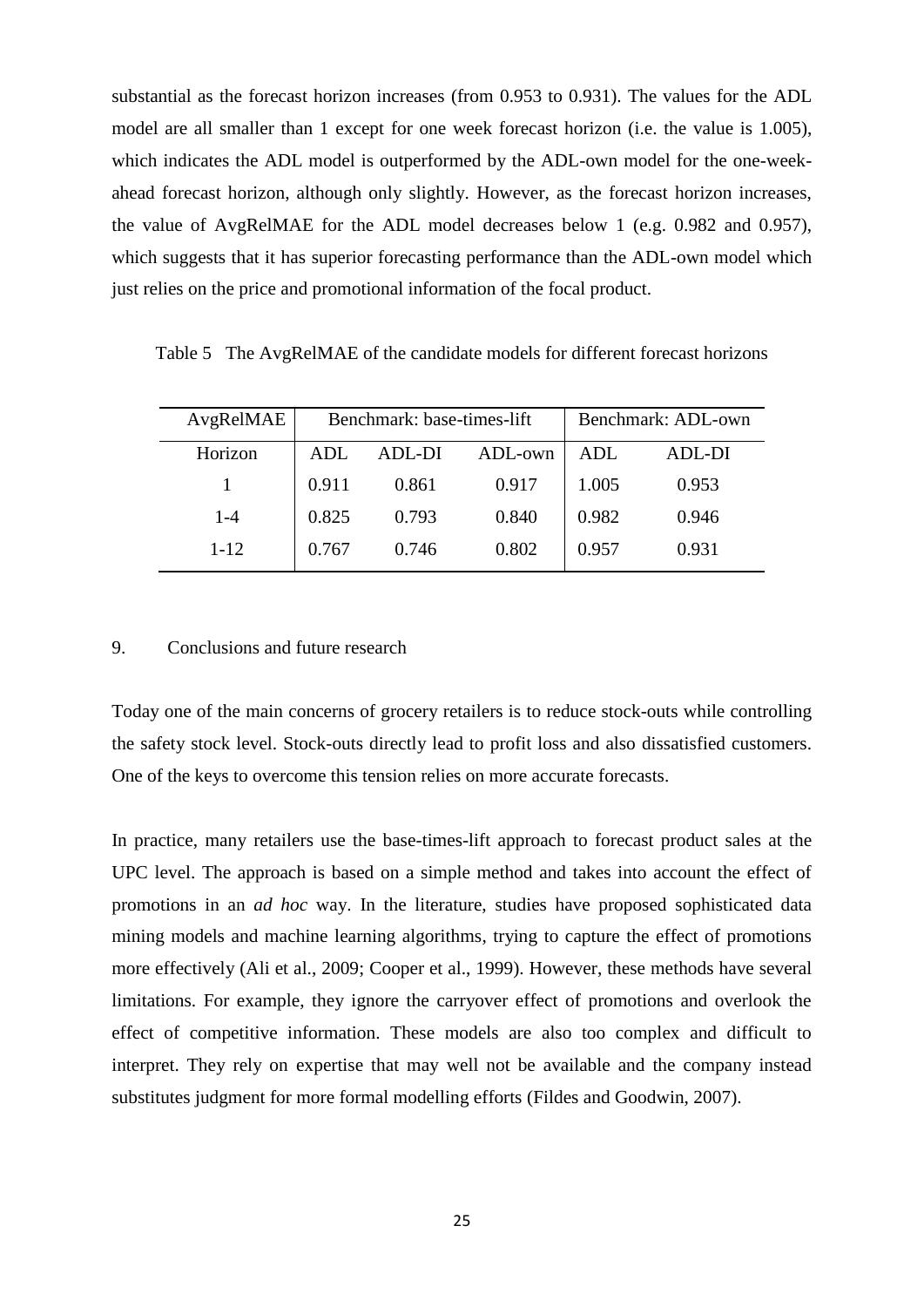substantial as the forecast horizon increases (from 0.953 to 0.931). The values for the ADL model are all smaller than 1 except for one week forecast horizon (i.e. the value is 1.005), which indicates the ADL model is outperformed by the ADL-own model for the one-week-ahead forecast horizon, although only slightly. However, as the forecast horizon increases, the value of AvgRelMAE for the ADL model decreases below 1 (e.g. 0.982 and 0.957), which suggests that it has superior forecasting performance than the ADL-own model which just relies on the price and promotional information of the focal product.

Table 5 The AvgRelMAE of the candidate models for different forecast horizons

| AvgRelMAE | Benchmark: base-times-lift | | | Benchmark: ADL-own | |
|---|---|---|---|---|---|
| Horizon | ADL | ADL-DI | ADL-own | ADL | ADL-DI |
| 1 | 0.911 | 0.861 | 0.917 | 1.005 | 0.953 |
| 1-4 | 0.825 | 0.793 | 0.840 | 0.982 | 0.946 |
| 1-12 | 0.767 | 0.746 | 0.802 | 0.957 | 0.931 |

## 9. Conclusions and future research

Today one of the main concerns of grocery retailers is to reduce stock-outs while controlling the safety stock level. Stock-outs directly lead to profit loss and also dissatisfied customers. One of the keys to overcome this tension relies on more accurate forecasts.

In practice, many retailers use the base-times-lift approach to forecast product sales at the UPC level. The approach is based on a simple method and takes into account the effect of promotions in an *ad hoc* way. In the literature, studies have proposed sophisticated data mining models and machine learning algorithms, trying to capture the effect of promotions more effectively (Ali et al., 2009; Cooper et al., 1999). However, these methods have several limitations. For example, they ignore the carryover effect of promotions and overlook the effect of competitive information. These models are also too complex and difficult to interpret. They rely on expertise that may well not be available and the company instead substitutes judgment for more formal modelling efforts (Fildes and Goodwin, 2007).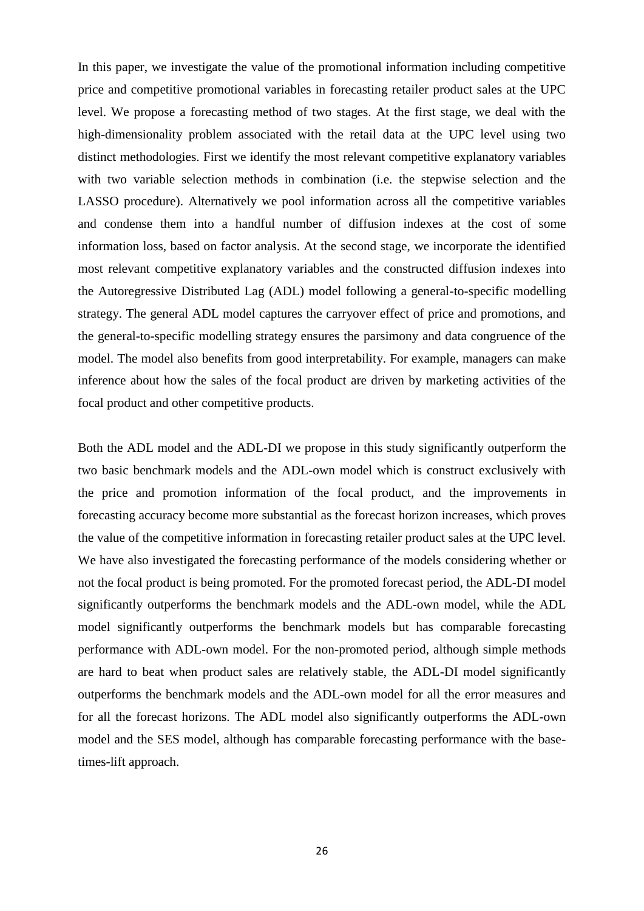In this paper, we investigate the value of the promotional information including competitive price and competitive promotional variables in forecasting retailer product sales at the UPC level. We propose a forecasting method of two stages. At the first stage, we deal with the high-dimensionality problem associated with the retail data at the UPC level using two distinct methodologies. First we identify the most relevant competitive explanatory variables with two variable selection methods in combination (i.e. the stepwise selection and the LASSO procedure). Alternatively we pool information across all the competitive variables and condense them into a handful number of diffusion indexes at the cost of some information loss, based on factor analysis. At the second stage, we incorporate the identified most relevant competitive explanatory variables and the constructed diffusion indexes into the Autoregressive Distributed Lag (ADL) model following a general-to-specific modelling strategy. The general ADL model captures the carryover effect of price and promotions, and the general-to-specific modelling strategy ensures the parsimony and data congruence of the model. The model also benefits from good interpretability. For example, managers can make inference about how the sales of the focal product are driven by marketing activities of the focal product and other competitive products.

Both the ADL model and the ADL-DI we propose in this study significantly outperform the two basic benchmark models and the ADL-own model which is construct exclusively with the price and promotion information of the focal product, and the improvements in forecasting accuracy become more substantial as the forecast horizon increases, which proves the value of the competitive information in forecasting retailer product sales at the UPC level. We have also investigated the forecasting performance of the models considering whether or not the focal product is being promoted. For the promoted forecast period, the ADL-DI model significantly outperforms the benchmark models and the ADL-own model, while the ADL model significantly outperforms the benchmark models but has comparable forecasting performance with ADL-own model. For the non-promoted period, although simple methods are hard to beat when product sales are relatively stable, the ADL-DI model significantly outperforms the benchmark models and the ADL-own model for all the error measures and for all the forecast horizons. The ADL model also significantly outperforms the ADL-own model and the SES model, although has comparable forecasting performance with the base-times-lift approach.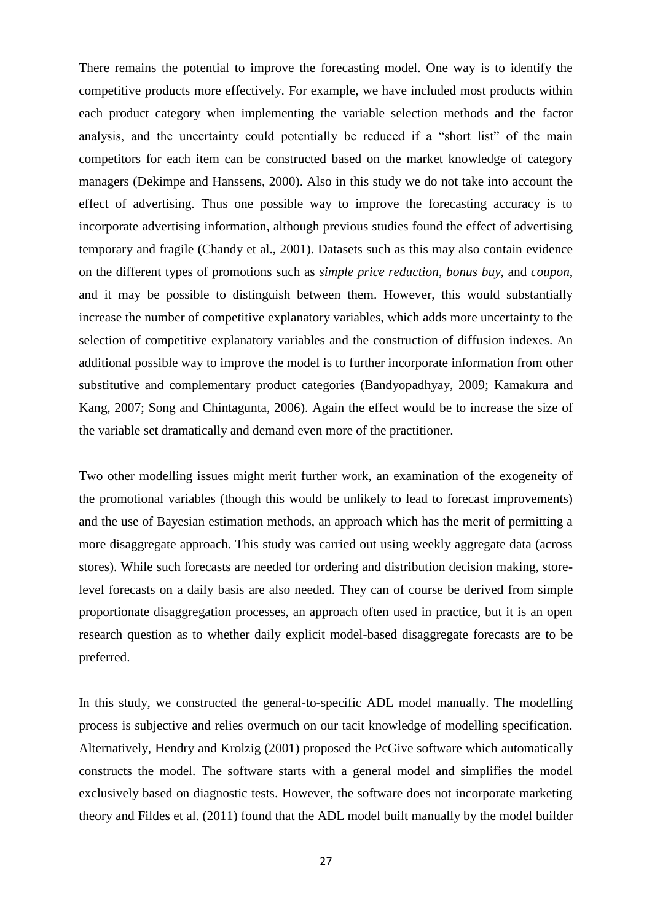There remains the potential to improve the forecasting model. One way is to identify the competitive products more effectively. For example, we have included most products within each product category when implementing the variable selection methods and the factor analysis, and the uncertainty could potentially be reduced if a "short list" of the main competitors for each item can be constructed based on the market knowledge of category managers (Dekimpe and Hanssens, 2000). Also in this study we do not take into account the effect of advertising. Thus one possible way to improve the forecasting accuracy is to incorporate advertising information, although previous studies found the effect of advertising temporary and fragile (Chandy et al., 2001). Datasets such as this may also contain evidence on the different types of promotions such as *simple price reduction*, *bonus buy*, and *coupon*, and it may be possible to distinguish between them. However, this would substantially increase the number of competitive explanatory variables, which adds more uncertainty to the selection of competitive explanatory variables and the construction of diffusion indexes. An additional possible way to improve the model is to further incorporate information from other substitutive and complementary product categories (Bandyopadhyay, 2009; Kamakura and Kang, 2007; Song and Chintagunta, 2006). Again the effect would be to increase the size of the variable set dramatically and demand even more of the practitioner.

Two other modelling issues might merit further work, an examination of the exogeneity of the promotional variables (though this would be unlikely to lead to forecast improvements) and the use of Bayesian estimation methods, an approach which has the merit of permitting a more disaggregate approach. This study was carried out using weekly aggregate data (across stores). While such forecasts are needed for ordering and distribution decision making, store-level forecasts on a daily basis are also needed. They can of course be derived from simple proportionate disaggregation processes, an approach often used in practice, but it is an open research question as to whether daily explicit model-based disaggregate forecasts are to be preferred.

In this study, we constructed the general-to-specific ADL model manually. The modelling process is subjective and relies overmuch on our tacit knowledge of modelling specification. Alternatively, Hendry and Krolzig (2001) proposed the PcGive software which automatically constructs the model. The software starts with a general model and simplifies the model exclusively based on diagnostic tests. However, the software does not incorporate marketing theory and Fildes et al. (2011) found that the ADL model built manually by the model builder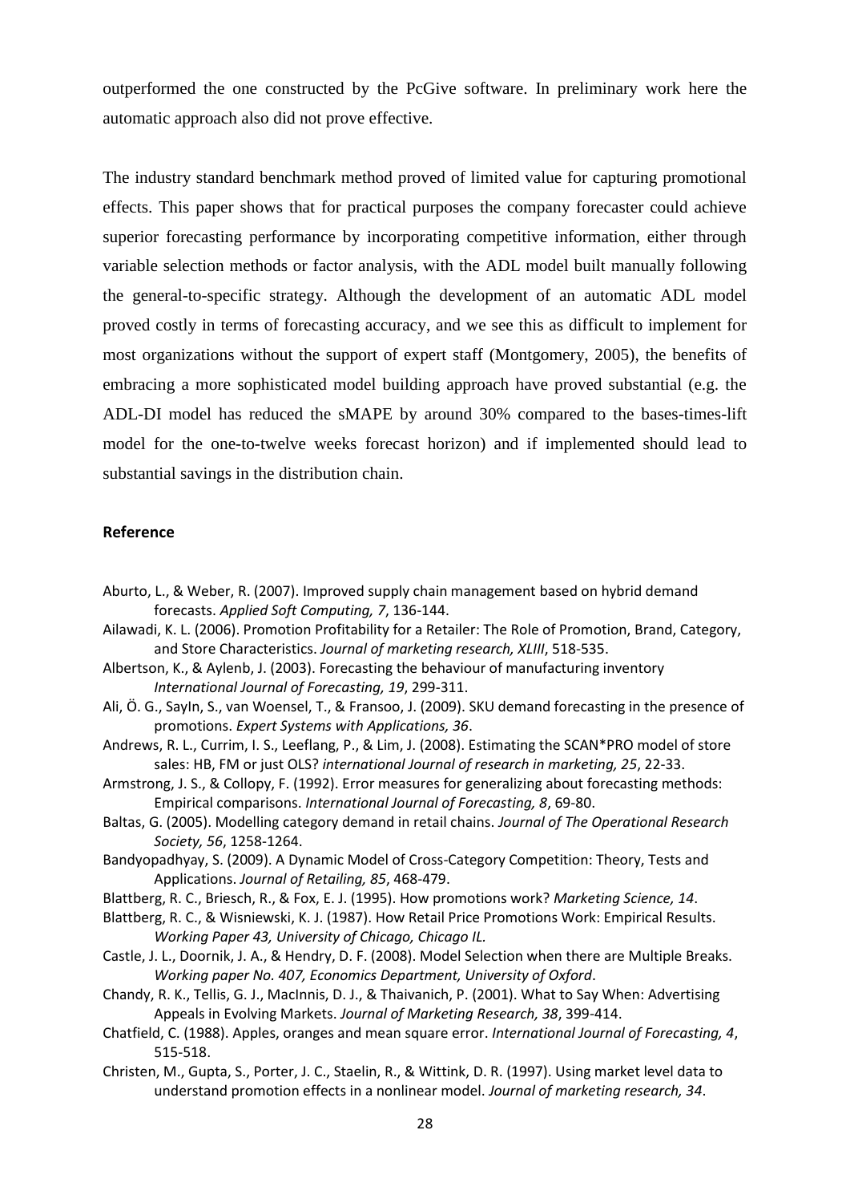outperformed the one constructed by the PcGive software. In preliminary work here the automatic approach also did not prove effective.

The industry standard benchmark method proved of limited value for capturing promotional effects. This paper shows that for practical purposes the company forecaster could achieve superior forecasting performance by incorporating competitive information, either through variable selection methods or factor analysis, with the ADL model built manually following the general-to-specific strategy. Although the development of an automatic ADL model proved costly in terms of forecasting accuracy, and we see this as difficult to implement for most organizations without the support of expert staff (Montgomery, 2005), the benefits of embracing a more sophisticated model building approach have proved substantial (e.g. the ADL-DI model has reduced the sMAPE by around 30% compared to the bases-times-lift model for the one-to-twelve weeks forecast horizon) and if implemented should lead to substantial savings in the distribution chain.

## Reference

Aburto, L., & Weber, R. (2007). Improved supply chain management based on hybrid demand forecasts. *Applied Soft Computing, 7*, 136-144.

Ailawadi, K. L. (2006). Promotion Profitability for a Retailer: The Role of Promotion, Brand, Category, and Store Characteristics. *Journal of marketing research, XLIII*, 518-535.

Albertson, K., & Aylenb, J. (2003). Forecasting the behaviour of manufacturing inventory *International Journal of Forecasting, 19*, 299-311.

Ali, Ö. G., Sayln, S., van Woensel, T., & Fransoo, J. (2009). SKU demand forecasting in the presence of promotions. *Expert Systems with Applications, 36*.

Andrews, R. L., Currim, I. S., Leeflang, P., & Lim, J. (2008). Estimating the SCAN*PRO model of store sales: HB, FM or just OLS? *international Journal of research in marketing, 25*, 22-33.

Armstrong, J. S., & Collopy, F. (1992). Error measures for generalizing about forecasting methods: Empirical comparisons. *International Journal of Forecasting, 8*, 69-80.

Baltas, G. (2005). Modelling category demand in retail chains. *Journal of The Operational Research Society, 56*, 1258-1264.

Bandyopadhyay, S. (2009). A Dynamic Model of Cross-Category Competition: Theory, Tests and Applications. *Journal of Retailing, 85*, 468-479.

Blattberg, R. C., Briesch, R., & Fox, E. J. (1995). How promotions work? *Marketing Science, 14*.

Blattberg, R. C., & Wisniewski, K. J. (1987). How Retail Price Promotions Work: Empirical Results. *Working Paper 43, University of Chicago, Chicago IL.*

Castle, J. L., Doornik, J. A., & Hendry, D. F. (2008). Model Selection when there are Multiple Breaks. *Working paper No. 407, Economics Department, University of Oxford*.

Chandy, R. K., Tellis, G. J., MacInnis, D. J., & Thaivanich, P. (2001). What to Say When: Advertising Appeals in Evolving Markets. *Journal of Marketing Research, 38*, 399-414.

Chatfield, C. (1988). Apples, oranges and mean square error. *International Journal of Forecasting, 4*, 515-518.

Christen, M., Gupta, S., Porter, J. C., Staelin, R., & Wittink, D. R. (1997). Using market level data to understand promotion effects in a nonlinear model. *Journal of marketing research, 34*.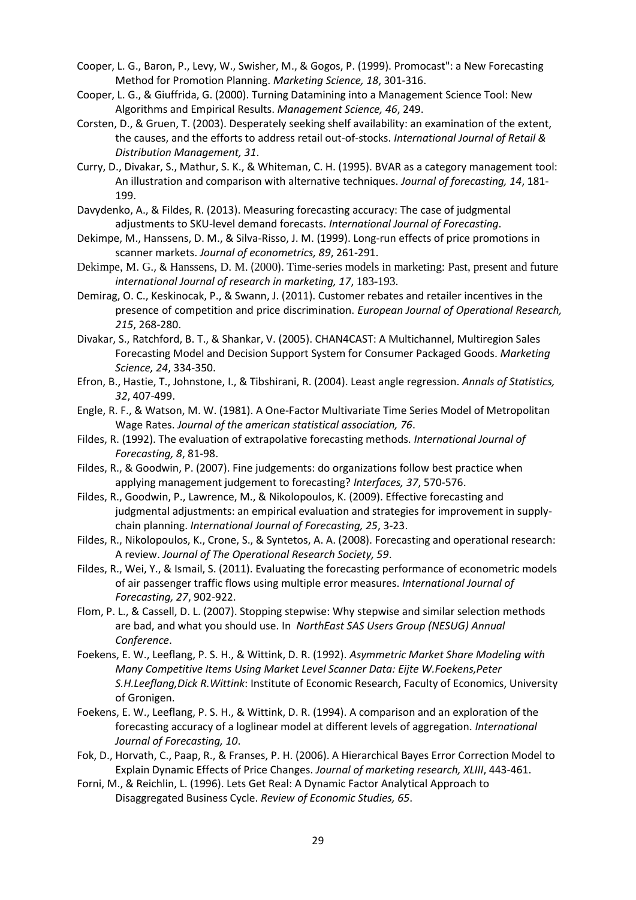Cooper, L. G., Baron, P., Levy, W., Swisher, M., & Gogos, P. (1999). Promocast": a New Forecasting Method for Promotion Planning. *Marketing Science, 18*, 301-316.

Cooper, L. G., & Giuffrida, G. (2000). Turning Datamining into a Management Science Tool: New Algorithms and Empirical Results. *Management Science, 46*, 249.

Corsten, D., & Gruen, T. (2003). Desperately seeking shelf availability: an examination of the extent, the causes, and the efforts to address retail out-of-stocks. *International Journal of Retail & Distribution Management, 31*.

Curry, D., Divakar, S., Mathur, S. K., & Whiteman, C. H. (1995). BVAR as a category management tool: An illustration and comparison with alternative techniques. *Journal of forecasting, 14*, 181-199.

Davydenko, A., & Fildes, R. (2013). Measuring forecasting accuracy: The case of judgmental adjustments to SKU-level demand forecasts. *International Journal of Forecasting*.

Dekimpe, M., Hanssens, D. M., & Silva-Risso, J. M. (1999). Long-run effects of price promotions in scanner markets. *Journal of econometrics, 89*, 261-291.

Dekimpe, M. G., & Hanssens, D. M. (2000). Time-series models in marketing: Past, present and future *international Journal of research in marketing, 17*, 183-193.

Demirag, O. C., Keskinocak, P., & Swann, J. (2011). Customer rebates and retailer incentives in the presence of competition and price discrimination. *European Journal of Operational Research, 215*, 268-280.

Divakar, S., Ratchford, B. T., & Shankar, V. (2005). CHAN4CAST: A Multichannel, Multiregion Sales Forecasting Model and Decision Support System for Consumer Packaged Goods. *Marketing Science, 24*, 334-350.

Efron, B., Hastie, T., Johnstone, I., & Tibshirani, R. (2004). Least angle regression. *Annals of Statistics, 32*, 407-499.

Engle, R. F., & Watson, M. W. (1981). A One-Factor Multivariate Time Series Model of Metropolitan Wage Rates. *Journal of the american statistical association, 76*.

Fildes, R. (1992). The evaluation of extrapolative forecasting methods. *International Journal of Forecasting, 8*, 81-98.

Fildes, R., & Goodwin, P. (2007). Fine judgements: do organizations follow best practice when applying management judgement to forecasting? *Interfaces, 37*, 570-576.

Fildes, R., Goodwin, P., Lawrence, M., & Nikolopoulos, K. (2009). Effective forecasting and judgmental adjustments: an empirical evaluation and strategies for improvement in supply-chain planning. *International Journal of Forecasting, 25*, 3-23.

Fildes, R., Nikolopoulos, K., Crone, S., & Syntetos, A. A. (2008). Forecasting and operational research: A review. *Journal of The Operational Research Society, 59*.

Fildes, R., Wei, Y., & Ismail, S. (2011). Evaluating the forecasting performance of econometric models of air passenger traffic flows using multiple error measures. *International Journal of Forecasting, 27*, 902-922.

Flom, P. L., & Cassell, D. L. (2007). Stopping stepwise: Why stepwise and similar selection methods are bad, and what you should use. In *NorthEast SAS Users Group (NESUG) Annual Conference*.

Foekens, E. W., Leeflang, P. S. H., & Wittink, D. R. (1992). *Asymmetric Market Share Modeling with Many Competitive Items Using Market Level Scanner Data: Eijte W.Foekens,Peter S.H.Leeflang,Dick R.Wittink*: Institute of Economic Research, Faculty of Economics, University of Gronigen.

Foekens, E. W., Leeflang, P. S. H., & Wittink, D. R. (1994). A comparison and an exploration of the forecasting accuracy of a loglinear model at different levels of aggregation. *International Journal of Forecasting, 10*.

Fok, D., Horvath, C., Paap, R., & Franses, P. H. (2006). A Hierarchical Bayes Error Correction Model to Explain Dynamic Effects of Price Changes. *Journal of marketing research, XLIII*, 443-461.

Forni, M., & Reichlin, L. (1996). Lets Get Real: A Dynamic Factor Analytical Approach to Disaggregated Business Cycle. *Review of Economic Studies, 65*.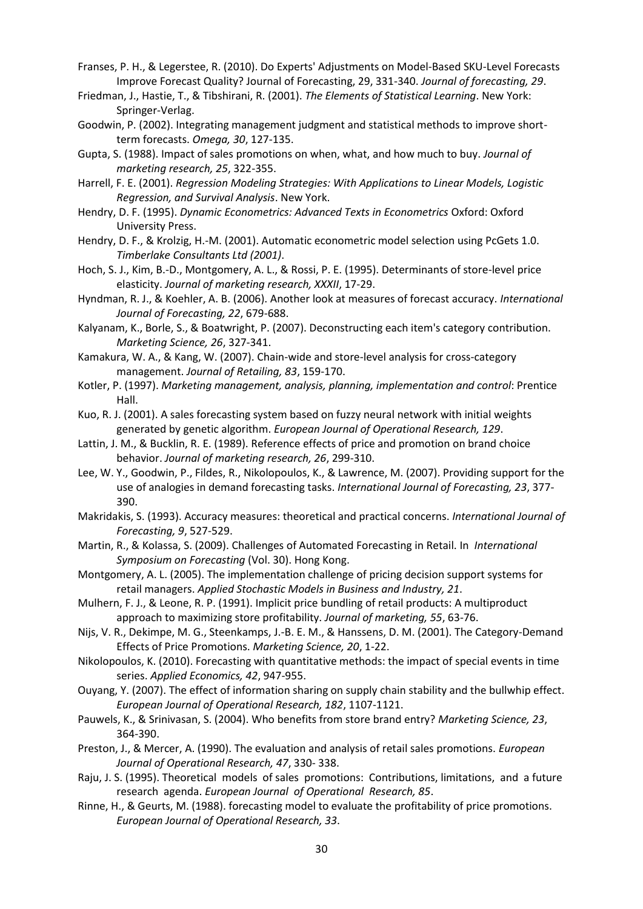Franses, P. H., & Legerstee, R. (2010). Do Experts' Adjustments on Model-Based SKU-Level Forecasts Improve Forecast Quality? Journal of Forecasting, 29, 331-340. *Journal of forecasting, 29*.

Friedman, J., Hastie, T., & Tibshirani, R. (2001). *The Elements of Statistical Learning*. New York: Springer-Verlag.

Goodwin, P. (2002). Integrating management judgment and statistical methods to improve short-term forecasts. *Omega, 30*, 127-135.

Gupta, S. (1988). Impact of sales promotions on when, what, and how much to buy. *Journal of marketing research, 25*, 322-355.

Harrell, F. E. (2001). *Regression Modeling Strategies: With Applications to Linear Models, Logistic Regression, and Survival Analysis*. New York.

Hendry, D. F. (1995). *Dynamic Econometrics: Advanced Texts in Econometrics* Oxford: Oxford University Press.

Hendry, D. F., & Krolzig, H.-M. (2001). Automatic econometric model selection using PcGets 1.0. *Timberlake Consultants Ltd (2001)*.

Hoch, S. J., Kim, B.-D., Montgomery, A. L., & Rossi, P. E. (1995). Determinants of store-level price elasticity. *Journal of marketing research, XXXII*, 17-29.

Hyndman, R. J., & Koehler, A. B. (2006). Another look at measures of forecast accuracy. *International Journal of Forecasting, 22*, 679-688.

Kalyanam, K., Borle, S., & Boatwright, P. (2007). Deconstructing each item's category contribution. *Marketing Science, 26*, 327-341.

Kamakura, W. A., & Kang, W. (2007). Chain-wide and store-level analysis for cross-category management. *Journal of Retailing, 83*, 159-170.

Kotler, P. (1997). *Marketing management, analysis, planning, implementation and control*: Prentice Hall.

Kuo, R. J. (2001). A sales forecasting system based on fuzzy neural network with initial weights generated by genetic algorithm. *European Journal of Operational Research, 129*.

Lattin, J. M., & Bucklin, R. E. (1989). Reference effects of price and promotion on brand choice behavior. *Journal of marketing research, 26*, 299-310.

Lee, W. Y., Goodwin, P., Fildes, R., Nikolopoulos, K., & Lawrence, M. (2007). Providing support for the use of analogies in demand forecasting tasks. *International Journal of Forecasting, 23*, 377-390.

Makridakis, S. (1993). Accuracy measures: theoretical and practical concerns. *International Journal of Forecasting, 9*, 527-529.

Martin, R., & Kolassa, S. (2009). Challenges of Automated Forecasting in Retail. In *International Symposium on Forecasting* (Vol. 30). Hong Kong.

Montgomery, A. L. (2005). The implementation challenge of pricing decision support systems for retail managers. *Applied Stochastic Models in Business and Industry, 21*.

Mulhern, F. J., & Leone, R. P. (1991). Implicit price bundling of retail products: A multiproduct approach to maximizing store profitability. *Journal of marketing, 55*, 63-76.

Nijs, V. R., Dekimpe, M. G., Steenkamps, J.-B. E. M., & Hanssens, D. M. (2001). The Category-Demand Effects of Price Promotions. *Marketing Science, 20*, 1-22.

Nikolopoulos, K. (2010). Forecasting with quantitative methods: the impact of special events in time series. *Applied Economics, 42*, 947-955.

Ouyang, Y. (2007). The effect of information sharing on supply chain stability and the bullwhip effect. *European Journal of Operational Research, 182*, 1107-1121.

Pauwels, K., & Srinivasan, S. (2004). Who benefits from store brand entry? *Marketing Science, 23*, 364-390.

Preston, J., & Mercer, A. (1990). The evaluation and analysis of retail sales promotions. *European Journal of Operational Research, 47*, 330- 338.

Raju, J. S. (1995). Theoretical models of sales promotions: Contributions, limitations, and a future research agenda. *European Journal of Operational Research, 85*.

Rinne, H., & Geurts, M. (1988). forecasting model to evaluate the profitability of price promotions. *European Journal of Operational Research, 33*.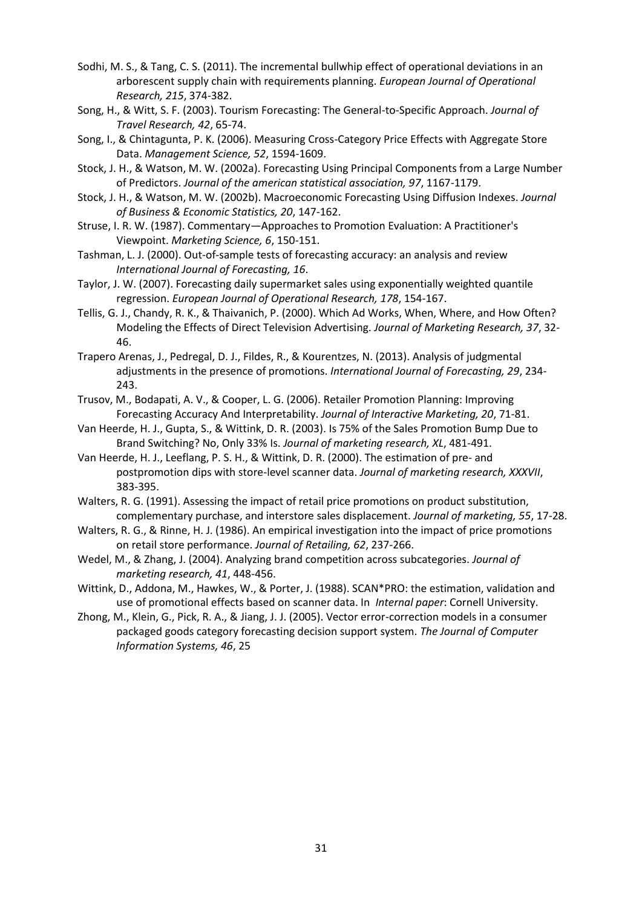Sodhi, M. S., & Tang, C. S. (2011). The incremental bullwhip effect of operational deviations in an arborescent supply chain with requirements planning. *European Journal of Operational Research, 215*, 374-382.

Song, H., & Witt, S. F. (2003). Tourism Forecasting: The General-to-Specific Approach. *Journal of Travel Research, 42*, 65-74.

Song, I., & Chintagunta, P. K. (2006). Measuring Cross-Category Price Effects with Aggregate Store Data. *Management Science, 52*, 1594-1609.

Stock, J. H., & Watson, M. W. (2002a). Forecasting Using Principal Components from a Large Number of Predictors. *Journal of the american statistical association, 97*, 1167-1179.

Stock, J. H., & Watson, M. W. (2002b). Macroeconomic Forecasting Using Diffusion Indexes. *Journal of Business & Economic Statistics, 20*, 147-162.

Struse, I. R. W. (1987). Commentary—Approaches to Promotion Evaluation: A Practitioner's Viewpoint. *Marketing Science, 6*, 150-151.

Tashman, L. J. (2000). Out-of-sample tests of forecasting accuracy: an analysis and review *International Journal of Forecasting, 16*.

Taylor, J. W. (2007). Forecasting daily supermarket sales using exponentially weighted quantile regression. *European Journal of Operational Research, 178*, 154-167.

Tellis, G. J., Chandy, R. K., & Thaivanich, P. (2000). Which Ad Works, When, Where, and How Often? Modeling the Effects of Direct Television Advertising. *Journal of Marketing Research, 37*, 32-46.

Trapero Arenas, J., Pedregal, D. J., Fildes, R., & Kourentzes, N. (2013). Analysis of judgmental adjustments in the presence of promotions. *International Journal of Forecasting, 29*, 234-243.

Trusov, M., Bodapati, A. V., & Cooper, L. G. (2006). Retailer Promotion Planning: Improving Forecasting Accuracy And Interpretability. *Journal of Interactive Marketing, 20*, 71-81.

Van Heerde, H. J., Gupta, S., & Wittink, D. R. (2003). Is 75% of the Sales Promotion Bump Due to Brand Switching? No, Only 33% Is. *Journal of marketing research, XL*, 481-491.

Van Heerde, H. J., Leeflang, P. S. H., & Wittink, D. R. (2000). The estimation of pre- and postpromotion dips with store-level scanner data. *Journal of marketing research, XXXVII*, 383-395.

Walters, R. G. (1991). Assessing the impact of retail price promotions on product substitution, complementary purchase, and interstore sales displacement. *Journal of marketing, 55*, 17-28.

Walters, R. G., & Rinne, H. J. (1986). An empirical investigation into the impact of price promotions on retail store performance. *Journal of Retailing, 62*, 237-266.

Wedel, M., & Zhang, J. (2004). Analyzing brand competition across subcategories. *Journal of marketing research, 41*, 448-456.

Wittink, D., Addona, M., Hawkes, W., & Porter, J. (1988). SCAN*PRO: the estimation, validation and use of promotional effects based on scanner data. In *Internal paper*: Cornell University.

Zhong, M., Klein, G., Pick, R. A., & Jiang, J. J. (2005). Vector error-correction models in a consumer packaged goods category forecasting decision support system. *The Journal of Computer Information Systems, 46*, 25